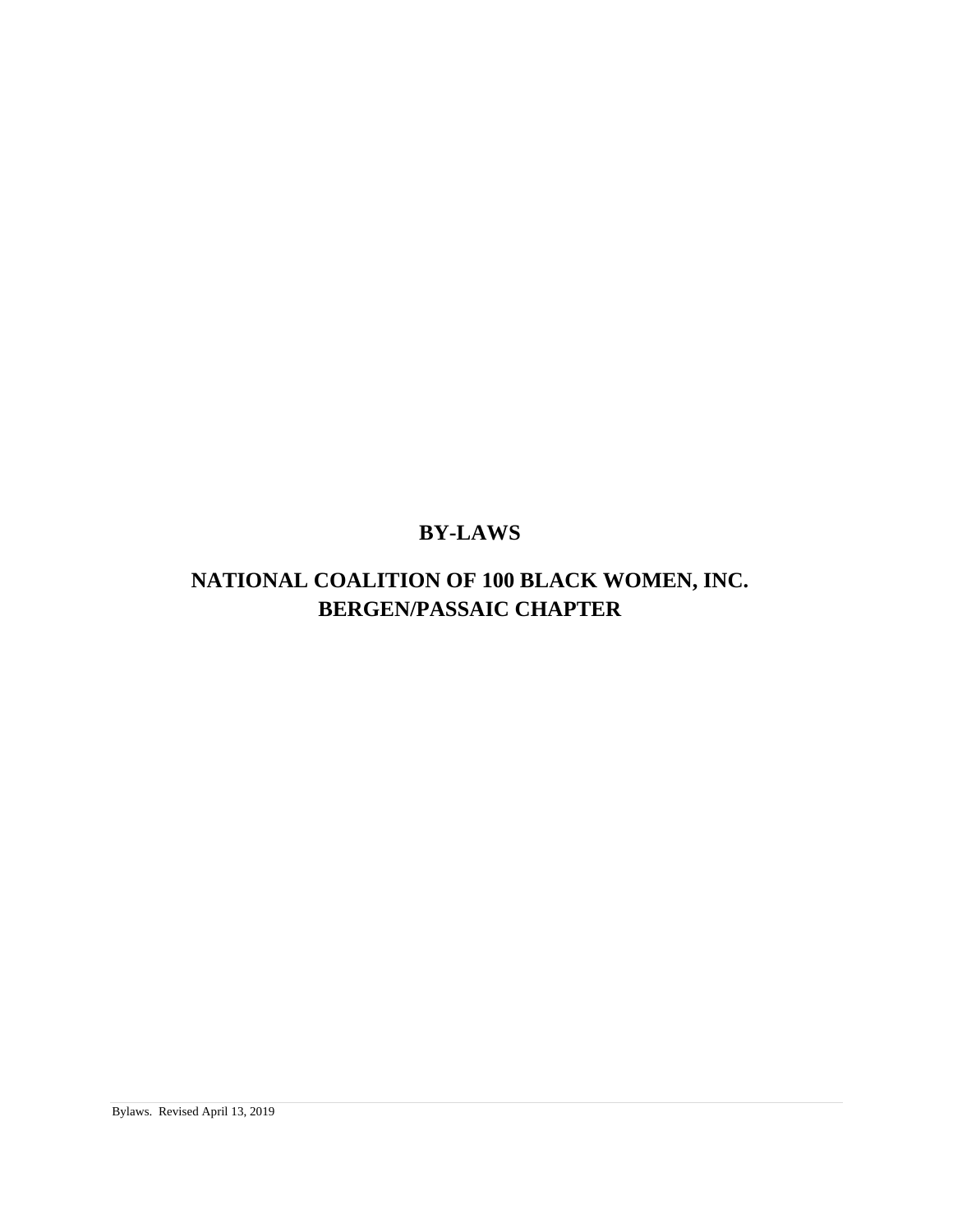# BY-LAWS

# NATIONAL COALITION OF 100 BLACK WOMEN, INC.
# BERGEN/PASSAIC CHAPTER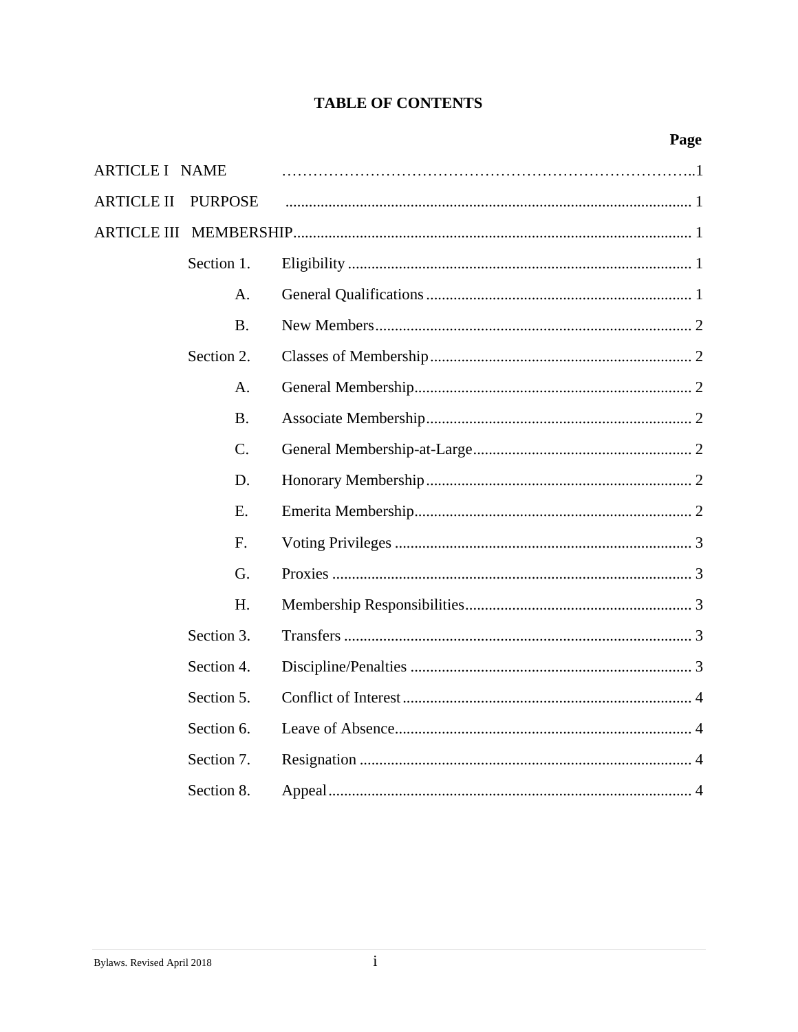# TABLE OF CONTENTS

| | | | Page |
|---|---|---|---|
| ARTICLE I NAME | | | 1 |
| ARTICLE II PURPOSE | | | 1 |
| ARTICLE III MEMBERSHIP | | | 1 |
| | Section 1. | Eligibility | 1 |
| | A. | General Qualifications | 1 |
| | B. | New Members | 2 |
| | Section 2. | Classes of Membership | 2 |
| | A. | General Membership | 2 |
| | B. | Associate Membership | 2 |
| | C. | General Membership-at-Large | 2 |
| | D. | Honorary Membership | 2 |
| | E. | Emerita Membership | 2 |
| | F. | Voting Privileges | 3 |
| | G. | Proxies | 3 |
| | H. | Membership Responsibilities | 3 |
| | Section 3. | Transfers | 3 |
| | Section 4. | Discipline/Penalties | 3 |
| | Section 5. | Conflict of Interest | 4 |
| | Section 6. | Leave of Absence | 4 |
| | Section 7. | Resignation | 4 |
| | Section 8. | Appeal | 4 |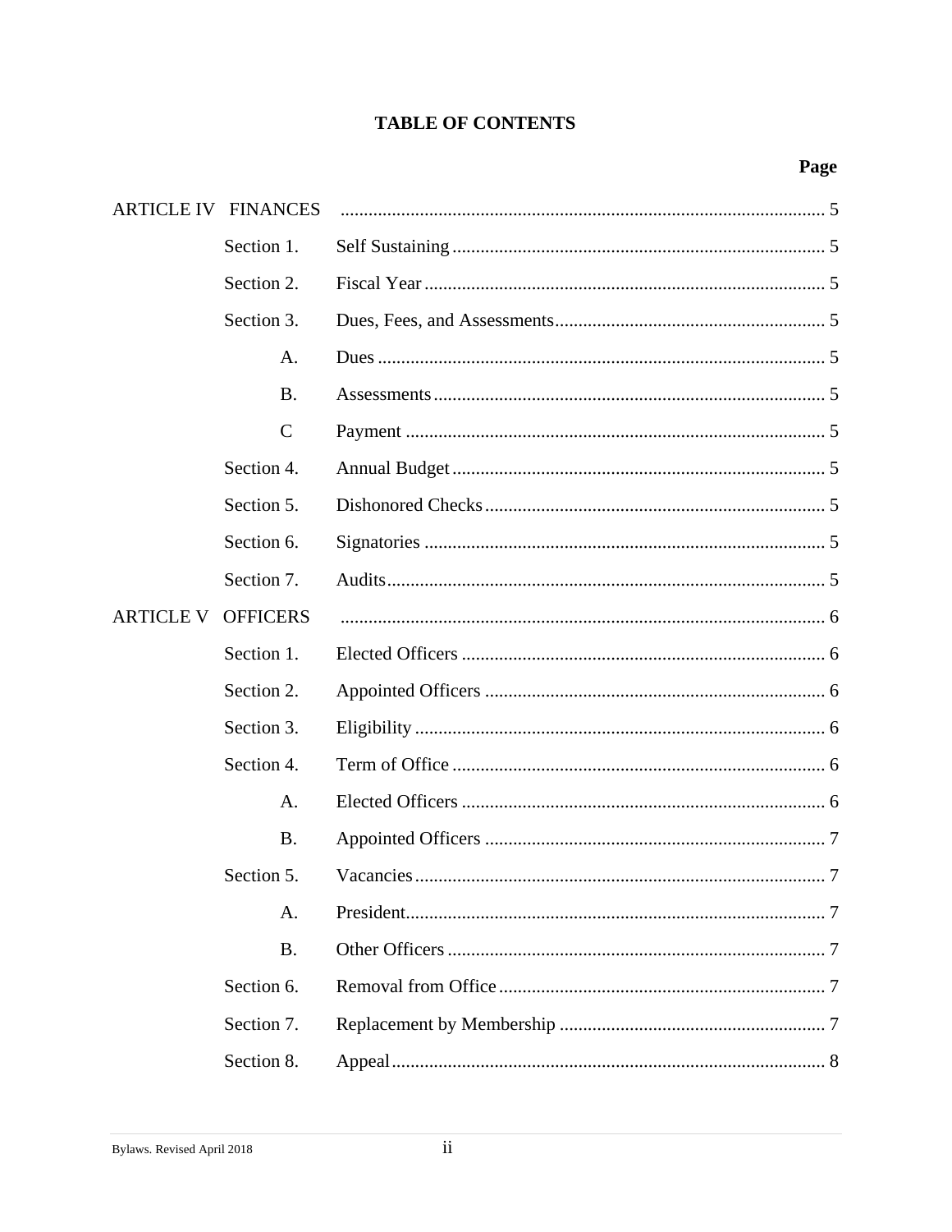# TABLE OF CONTENTS

| | | | Page |
|---|---|---|---|
| ARTICLE IV | FINANCES | | 5 |
| | Section 1. | Self Sustaining | 5 |
| | Section 2. | Fiscal Year | 5 |
| | Section 3. | Dues, Fees, and Assessments | 5 |
| | A. | Dues | 5 |
| | B. | Assessments | 5 |
| | C | Payment | 5 |
| | Section 4. | Annual Budget | 5 |
| | Section 5. | Dishonored Checks | 5 |
| | Section 6. | Signatories | 5 |
| | Section 7. | Audits | 5 |
| ARTICLE V | OFFICERS | | 6 |
| | Section 1. | Elected Officers | 6 |
| | Section 2. | Appointed Officers | 6 |
| | Section 3. | Eligibility | 6 |
| | Section 4. | Term of Office | 6 |
| | A. | Elected Officers | 6 |
| | B. | Appointed Officers | 7 |
| | Section 5. | Vacancies | 7 |
| | A. | President | 7 |
| | B. | Other Officers | 7 |
| | Section 6. | Removal from Office | 7 |
| | Section 7. | Replacement by Membership | 7 |
| | Section 8. | Appeal | 8 |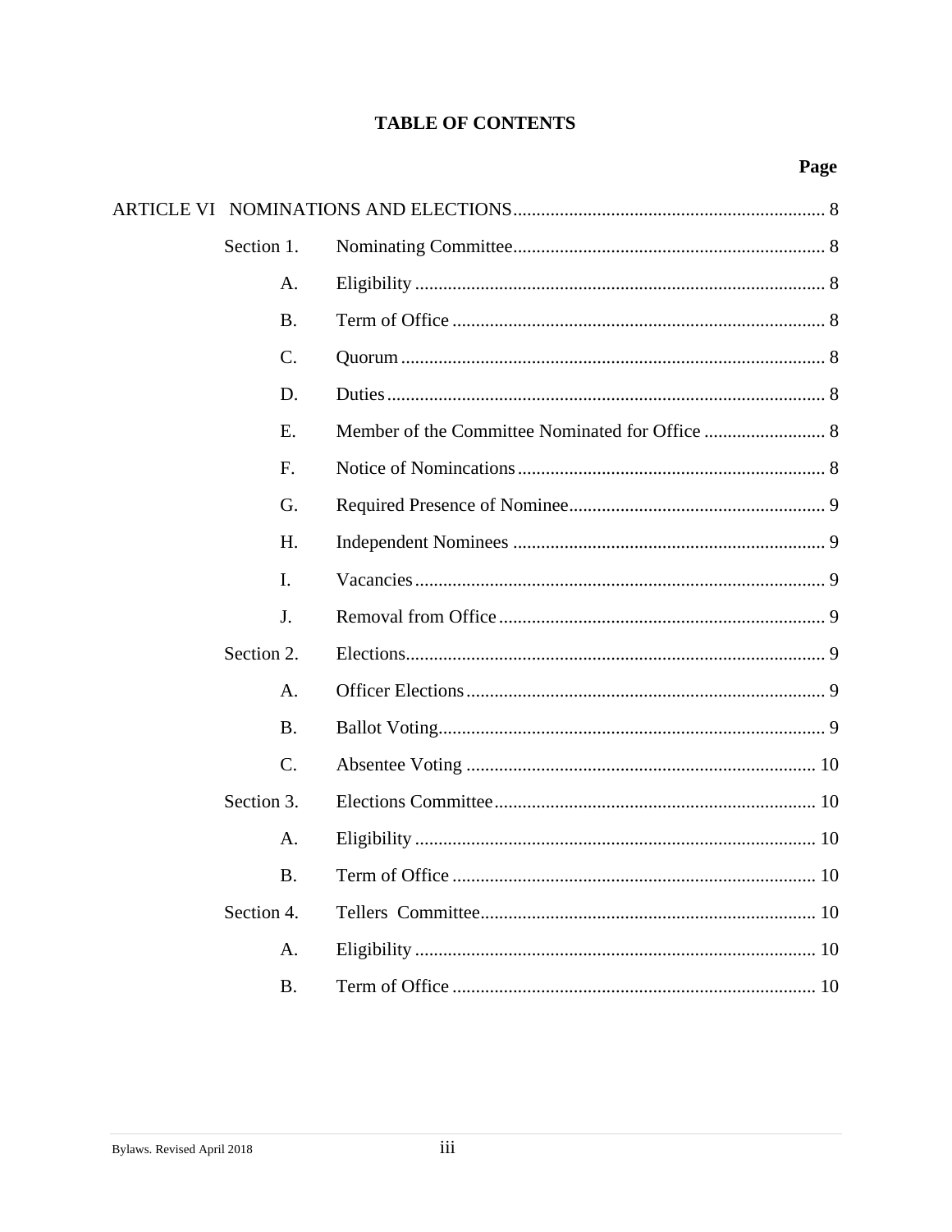# TABLE OF CONTENTS

| | | | Page |
|---|---|---|---|
| ARTICLE VI | NOMINATIONS AND ELECTIONS | | 8 |
| | Section 1. | Nominating Committee | 8 |
| | A. | Eligibility | 8 |
| | B. | Term of Office | 8 |
| | C. | Quorum | 8 |
| | D. | Duties | 8 |
| | E. | Member of the Committee Nominated for Office | 8 |
| | F. | Notice of Nomincations | 8 |
| | G. | Required Presence of Nominee | 9 |
| | H. | Independent Nominees | 9 |
| | I. | Vacancies | 9 |
| | J. | Removal from Office | 9 |
| | Section 2. | Elections | 9 |
| | A. | Officer Elections | 9 |
| | B. | Ballot Voting | 9 |
| | C. | Absentee Voting | 10 |
| | Section 3. | Elections Committee | 10 |
| | A. | Eligibility | 10 |
| | B. | Term of Office | 10 |
| | Section 4. | Tellers Committee | 10 |
| | A. | Eligibility | 10 |
| | B. | Term of Office | 10 |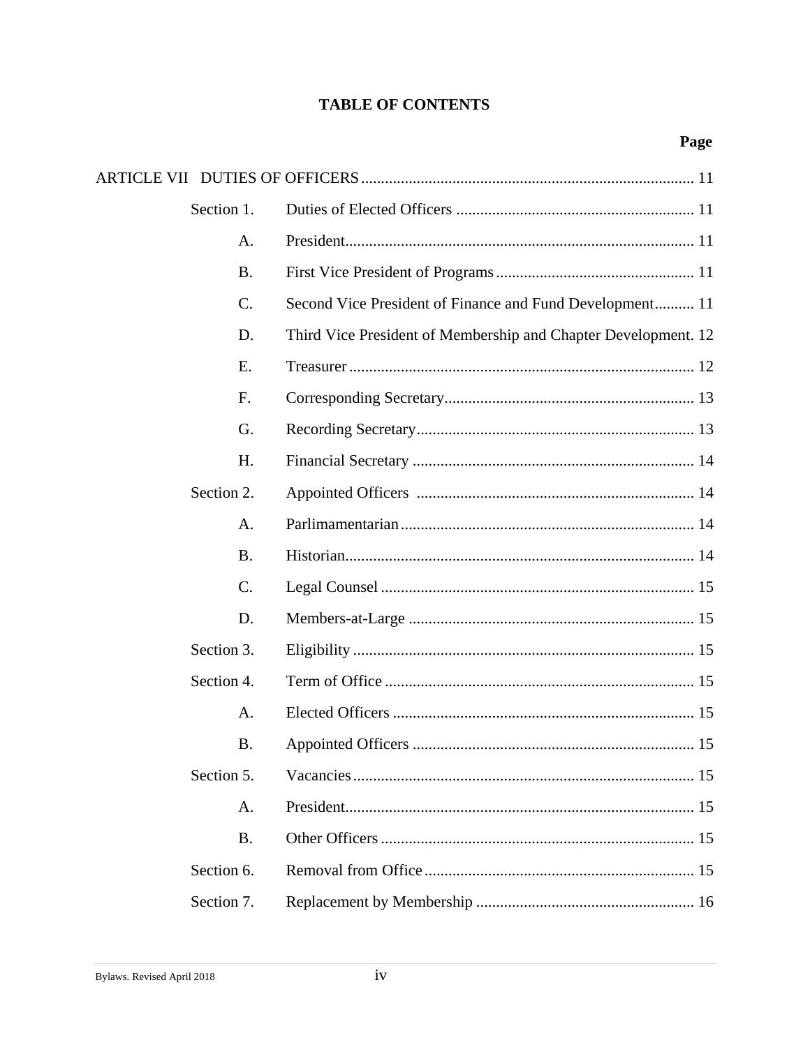## TABLE OF CONTENTS

| | | Page |
|---|---|---|
| ARTICLE VII DUTIES OF OFFICERS | | 11 |
| Section 1. | Duties of Elected Officers | 11 |
| A. | President | 11 |
| B. | First Vice President of Programs | 11 |
| C. | Second Vice President of Finance and Fund Development | 11 |
| D. | Third Vice President of Membership and Chapter Development | 12 |
| E. | Treasurer | 12 |
| F. | Corresponding Secretary | 13 |
| G. | Recording Secretary | 13 |
| H. | Financial Secretary | 14 |
| Section 2. | Appointed Officers | 14 |
| A. | Parlimamentarian | 14 |
| B. | Historian | 14 |
| C. | Legal Counsel | 15 |
| D. | Members-at-Large | 15 |
| Section 3. | Eligibility | 15 |
| Section 4. | Term of Office | 15 |
| A. | Elected Officers | 15 |
| B. | Appointed Officers | 15 |
| Section 5. | Vacancies | 15 |
| A. | President | 15 |
| B. | Other Officers | 15 |
| Section 6. | Removal from Office | 15 |
| Section 7. | Replacement by Membership | 16 |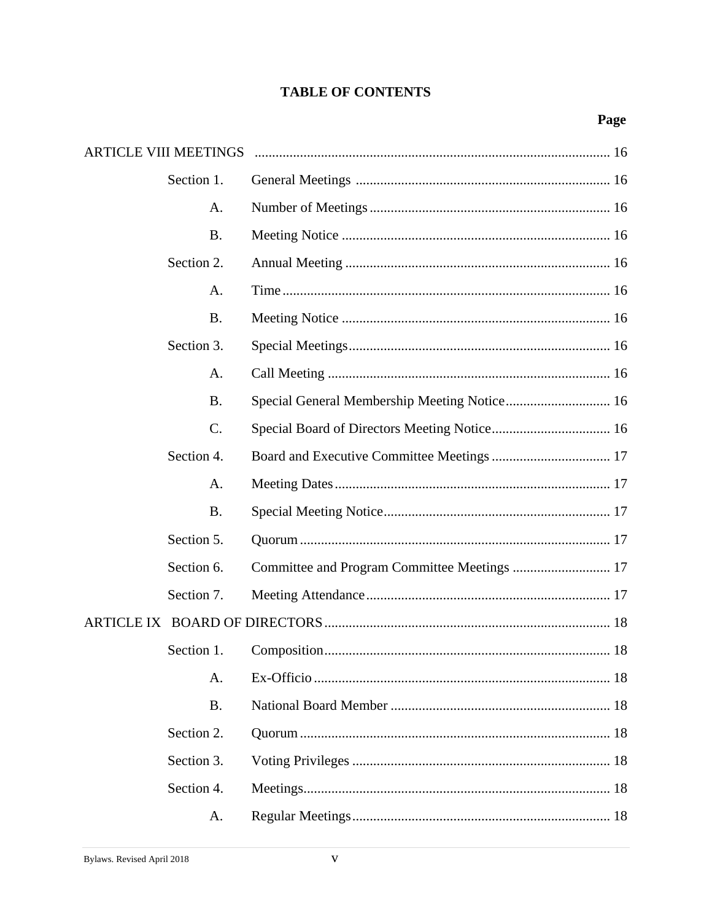## TABLE OF CONTENTS

| | | | Page |
|---|---|---|---|
| ARTICLE VIII MEETINGS | | | 16 |
| | Section 1. | General Meetings | 16 |
| | A. | Number of Meetings | 16 |
| | B. | Meeting Notice | 16 |
| | Section 2. | Annual Meeting | 16 |
| | A. | Time | 16 |
| | B. | Meeting Notice | 16 |
| | Section 3. | Special Meetings | 16 |
| | A. | Call Meeting | 16 |
| | B. | Special General Membership Meeting Notice | 16 |
| | C. | Special Board of Directors Meeting Notice | 16 |
| | Section 4. | Board and Executive Committee Meetings | 17 |
| | A. | Meeting Dates | 17 |
| | B. | Special Meeting Notice | 17 |
| | Section 5. | Quorum | 17 |
| | Section 6. | Committee and Program Committee Meetings | 17 |
| | Section 7. | Meeting Attendance | 17 |
| ARTICLE IX BOARD OF DIRECTORS | | | 18 |
| | Section 1. | Composition | 18 |
| | A. | Ex-Officio | 18 |
| | B. | National Board Member | 18 |
| | Section 2. | Quorum | 18 |
| | Section 3. | Voting Privileges | 18 |
| | Section 4. | Meetings | 18 |
| | A. | Regular Meetings | 18 |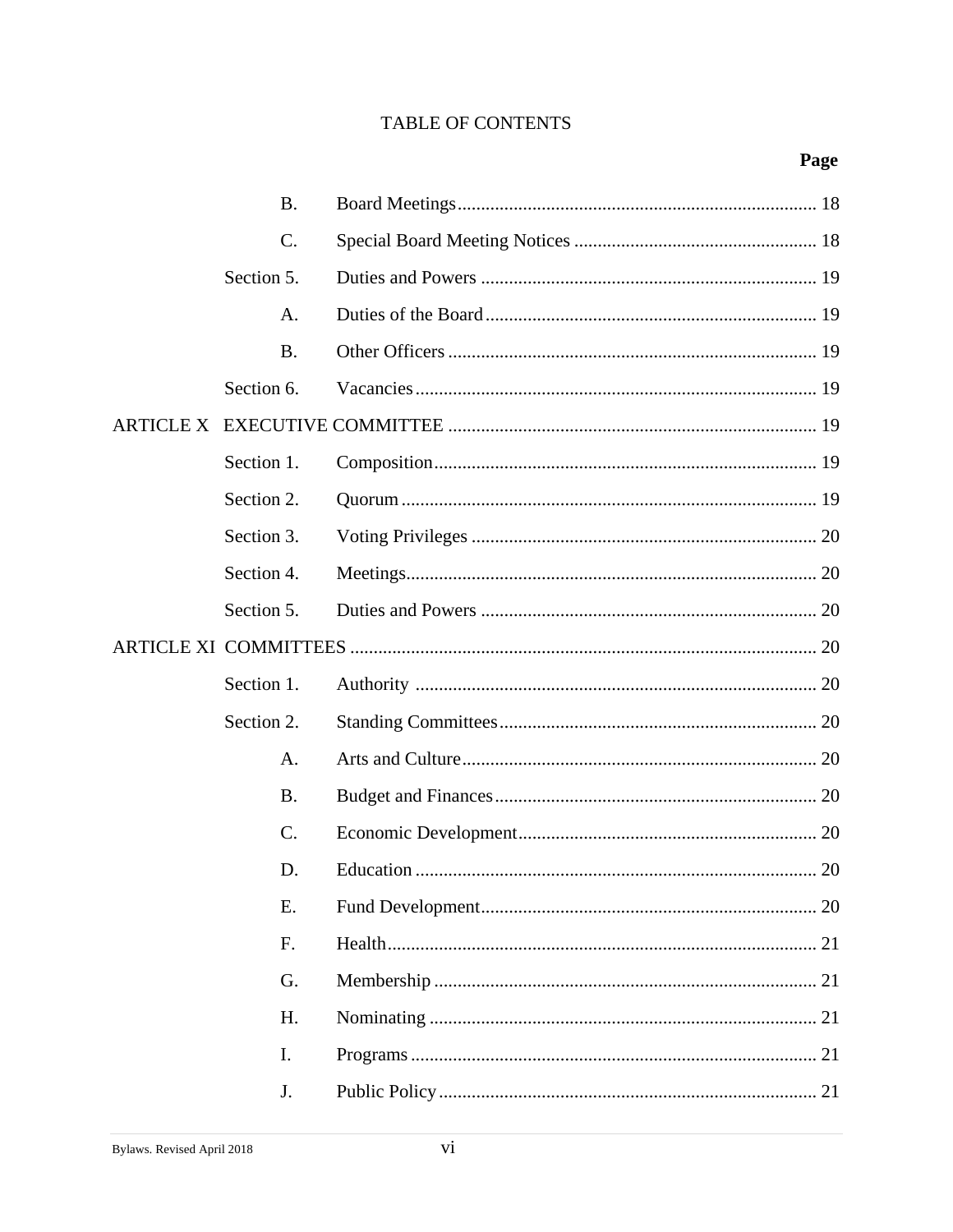TABLE OF CONTENTS

| | | | Page |
|---|---|---|---|
| | B. | Board Meetings | 18 |
| | C. | Special Board Meeting Notices | 18 |
| | Section 5. | Duties and Powers | 19 |
| | A. | Duties of the Board | 19 |
| | B. | Other Officers | 19 |
| | Section 6. | Vacancies | 19 |
| ARTICLE X | EXECUTIVE COMMITTEE | | 19 |
| | Section 1. | Composition | 19 |
| | Section 2. | Quorum | 19 |
| | Section 3. | Voting Privileges | 20 |
| | Section 4. | Meetings | 20 |
| | Section 5. | Duties and Powers | 20 |
| ARTICLE XI | COMMITTEES | | 20 |
| | Section 1. | Authority | 20 |
| | Section 2. | Standing Committees | 20 |
| | A. | Arts and Culture | 20 |
| | B. | Budget and Finances | 20 |
| | C. | Economic Development | 20 |
| | D. | Education | 20 |
| | E. | Fund Development | 20 |
| | F. | Health | 21 |
| | G. | Membership | 21 |
| | H. | Nominating | 21 |
| | I. | Programs | 21 |
| | J. | Public Policy | 21 |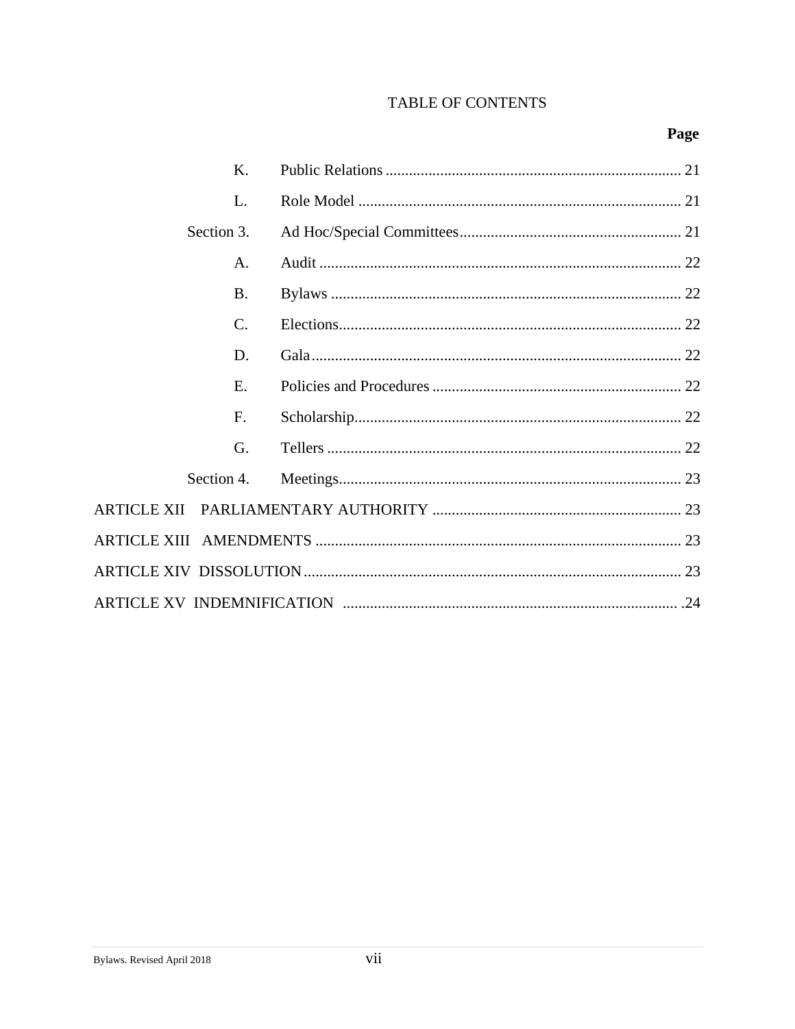TABLE OF CONTENTS

| | | Page |
|---|---|---|
| K. | Public Relations | 21 |
| L. | Role Model | 21 |
| Section 3. | Ad Hoc/Special Committees | 21 |
| A. | Audit | 22 |
| B. | Bylaws | 22 |
| C. | Elections | 22 |
| D. | Gala | 22 |
| E. | Policies and Procedures | 22 |
| F. | Scholarship | 22 |
| G. | Tellers | 22 |
| Section 4. | Meetings | 23 |
| ARTICLE XII | PARLIAMENTARY AUTHORITY | 23 |
| ARTICLE XIII | AMENDMENTS | 23 |
| ARTICLE XIV | DISSOLUTION | 23 |
| ARTICLE XV | INDEMNIFICATION | 24 |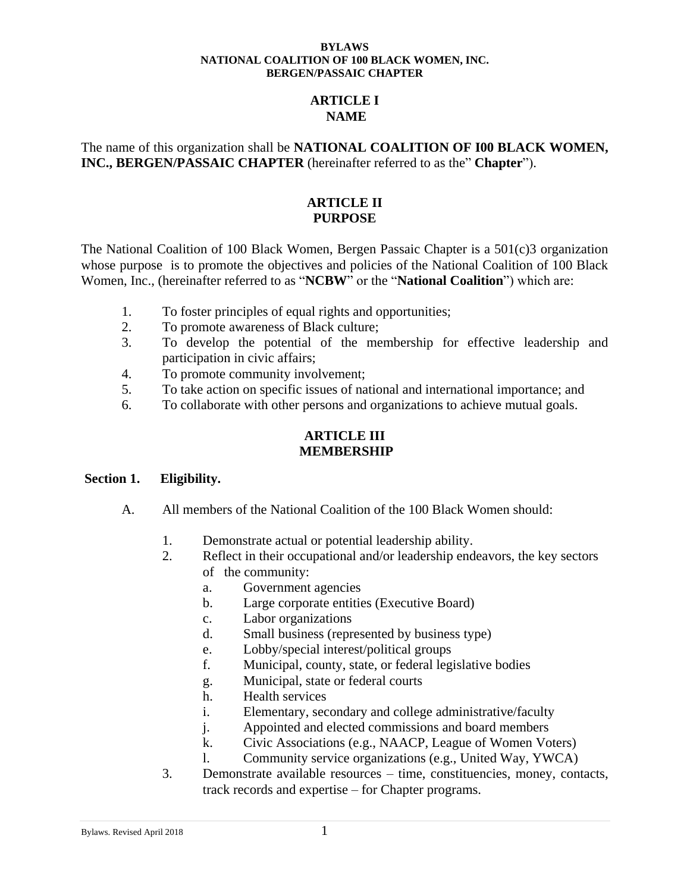**BYLAWS**
**NATIONAL COALITION OF 100 BLACK WOMEN, INC.**
**BERGEN/PASSAIC CHAPTER**

## ARTICLE I
## NAME

The name of this organization shall be **NATIONAL COALITION OF I00 BLACK WOMEN, INC., BERGEN/PASSAIC CHAPTER** (hereinafter referred to as the" **Chapter**").

## ARTICLE II
## PURPOSE

The National Coalition of 100 Black Women, Bergen Passaic Chapter is a 501(c)3 organization whose purpose is to promote the objectives and policies of the National Coalition of 100 Black Women, Inc., (hereinafter referred to as "**NCBW**" or the "**National Coalition**") which are:

1. To foster principles of equal rights and opportunities;
2. To promote awareness of Black culture;
3. To develop the potential of the membership for effective leadership and participation in civic affairs;
4. To promote community involvement;
5. To take action on specific issues of national and international importance; and
6. To collaborate with other persons and organizations to achieve mutual goals.

## ARTICLE III
## MEMBERSHIP

**Section 1. Eligibility.**

A. All members of the National Coalition of the 100 Black Women should:

1. Demonstrate actual or potential leadership ability.
2. Reflect in their occupational and/or leadership endeavors, the key sectors of the community:
   a. Government agencies
   b. Large corporate entities (Executive Board)
   c. Labor organizations
   d. Small business (represented by business type)
   e. Lobby/special interest/political groups
   f. Municipal, county, state, or federal legislative bodies
   g. Municipal, state or federal courts
   h. Health services
   i. Elementary, secondary and college administrative/faculty
   j. Appointed and elected commissions and board members
   k. Civic Associations (e.g., NAACP, League of Women Voters)
   l. Community service organizations (e.g., United Way, YWCA)
3. Demonstrate available resources – time, constituencies, money, contacts, track records and expertise – for Chapter programs.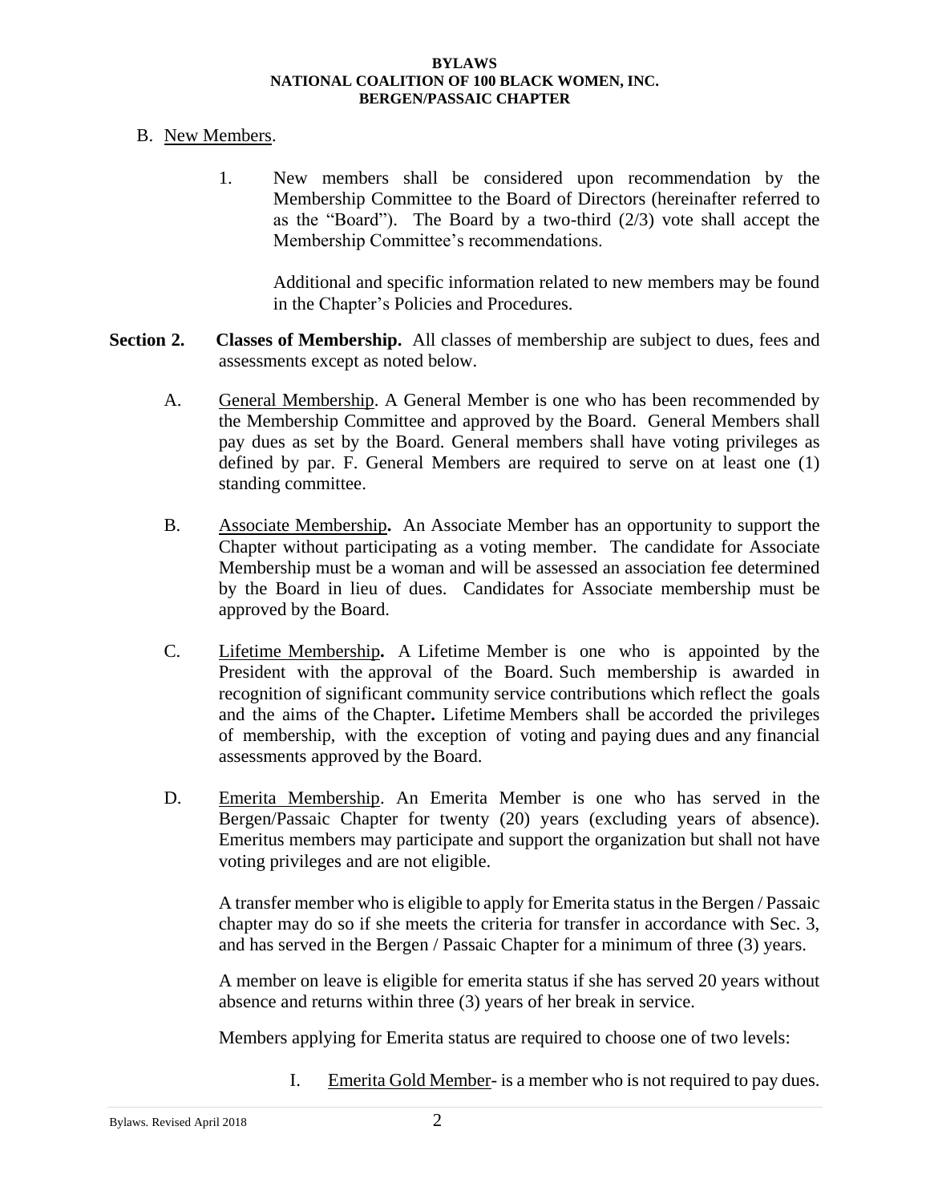B. New Members.

1. New members shall be considered upon recommendation by the Membership Committee to the Board of Directors (hereinafter referred to as the "Board"). The Board by a two-third (2/3) vote shall accept the Membership Committee's recommendations.

   Additional and specific information related to new members may be found in the Chapter's Policies and Procedures.

**Section 2. Classes of Membership.** All classes of membership are subject to dues, fees and assessments except as noted below.

A. General Membership. A General Member is one who has been recommended by the Membership Committee and approved by the Board. General Members shall pay dues as set by the Board. General members shall have voting privileges as defined by par. F. General Members are required to serve on at least one (1) standing committee.

B. Associate Membership**.** An Associate Member has an opportunity to support the Chapter without participating as a voting member. The candidate for Associate Membership must be a woman and will be assessed an association fee determined by the Board in lieu of dues. Candidates for Associate membership must be approved by the Board.

C. Lifetime Membership**.** A Lifetime Member is one who is appointed by the President with the approval of the Board. Such membership is awarded in recognition of significant community service contributions which reflect the goals and the aims of the Chapter**.** Lifetime Members shall be accorded the privileges of membership, with the exception of voting and paying dues and any financial assessments approved by the Board.

D. Emerita Membership. An Emerita Member is one who has served in the Bergen/Passaic Chapter for twenty (20) years (excluding years of absence). Emeritus members may participate and support the organization but shall not have voting privileges and are not eligible.

   A transfer member who is eligible to apply for Emerita status in the Bergen / Passaic chapter may do so if she meets the criteria for transfer in accordance with Sec. 3, and has served in the Bergen / Passaic Chapter for a minimum of three (3) years.

   A member on leave is eligible for emerita status if she has served 20 years without absence and returns within three (3) years of her break in service.

   Members applying for Emerita status are required to choose one of two levels:

   I. Emerita Gold Member- is a member who is not required to pay dues.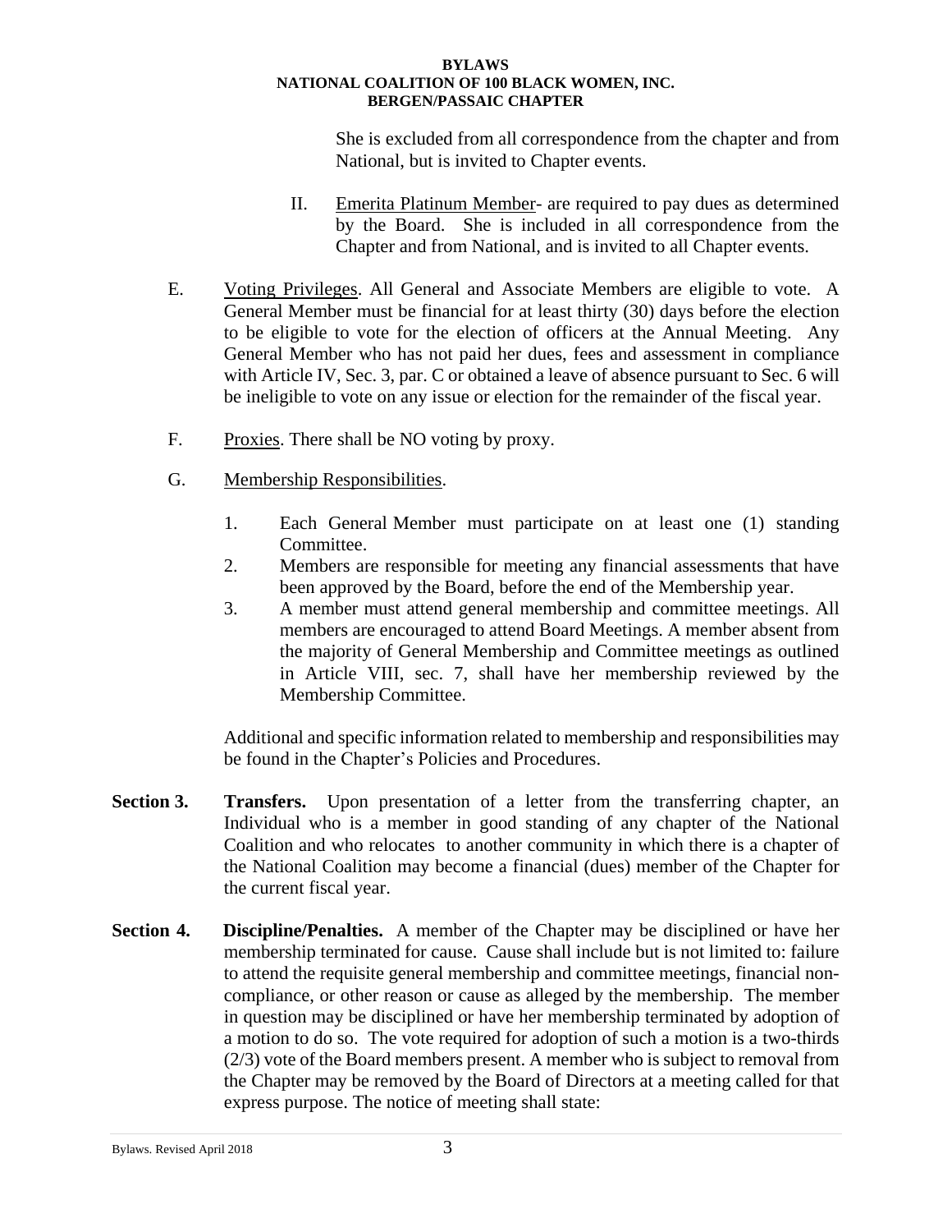She is excluded from all correspondence from the chapter and from National, but is invited to Chapter events.

II. Emerita Platinum Member- are required to pay dues as determined by the Board. She is included in all correspondence from the Chapter and from National, and is invited to all Chapter events.

E. Voting Privileges. All General and Associate Members are eligible to vote. A General Member must be financial for at least thirty (30) days before the election to be eligible to vote for the election of officers at the Annual Meeting. Any General Member who has not paid her dues, fees and assessment in compliance with Article IV, Sec. 3, par. C or obtained a leave of absence pursuant to Sec. 6 will be ineligible to vote on any issue or election for the remainder of the fiscal year.

F. Proxies. There shall be NO voting by proxy.

G. Membership Responsibilities.

1. Each General Member must participate on at least one (1) standing Committee.
2. Members are responsible for meeting any financial assessments that have been approved by the Board, before the end of the Membership year.
3. A member must attend general membership and committee meetings. All members are encouraged to attend Board Meetings. A member absent from the majority of General Membership and Committee meetings as outlined in Article VIII, sec. 7, shall have her membership reviewed by the Membership Committee.

Additional and specific information related to membership and responsibilities may be found in the Chapter's Policies and Procedures.

**Section 3. Transfers.** Upon presentation of a letter from the transferring chapter, an Individual who is a member in good standing of any chapter of the National Coalition and who relocates to another community in which there is a chapter of the National Coalition may become a financial (dues) member of the Chapter for the current fiscal year.

**Section 4. Discipline/Penalties.** A member of the Chapter may be disciplined or have her membership terminated for cause. Cause shall include but is not limited to: failure to attend the requisite general membership and committee meetings, financial non-compliance, or other reason or cause as alleged by the membership. The member in question may be disciplined or have her membership terminated by adoption of a motion to do so. The vote required for adoption of such a motion is a two-thirds (2/3) vote of the Board members present. A member who is subject to removal from the Chapter may be removed by the Board of Directors at a meeting called for that express purpose. The notice of meeting shall state: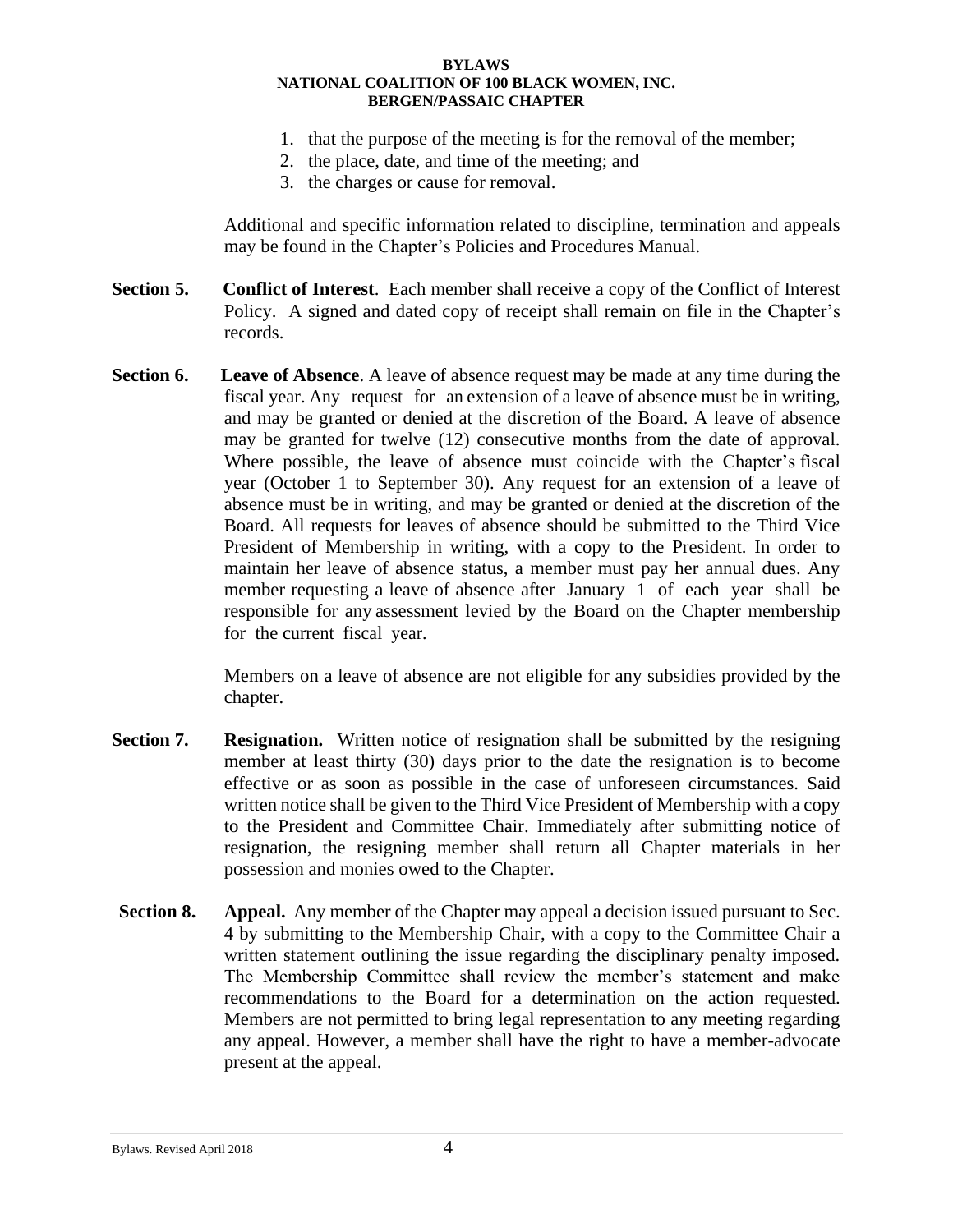1. that the purpose of the meeting is for the removal of the member;
2. the place, date, and time of the meeting; and
3. the charges or cause for removal.

Additional and specific information related to discipline, termination and appeals may be found in the Chapter's Policies and Procedures Manual.

**Section 5.** **Conflict of Interest**. Each member shall receive a copy of the Conflict of Interest Policy. A signed and dated copy of receipt shall remain on file in the Chapter's records.

**Section 6.** **Leave of Absence**. A leave of absence request may be made at any time during the fiscal year. Any request for an extension of a leave of absence must be in writing, and may be granted or denied at the discretion of the Board. A leave of absence may be granted for twelve (12) consecutive months from the date of approval. Where possible, the leave of absence must coincide with the Chapter's fiscal year (October 1 to September 30). Any request for an extension of a leave of absence must be in writing, and may be granted or denied at the discretion of the Board. All requests for leaves of absence should be submitted to the Third Vice President of Membership in writing, with a copy to the President. In order to maintain her leave of absence status, a member must pay her annual dues. Any member requesting a leave of absence after January 1 of each year shall be responsible for any assessment levied by the Board on the Chapter membership for the current fiscal year.

Members on a leave of absence are not eligible for any subsidies provided by the chapter.

**Section 7.** **Resignation.** Written notice of resignation shall be submitted by the resigning member at least thirty (30) days prior to the date the resignation is to become effective or as soon as possible in the case of unforeseen circumstances. Said written notice shall be given to the Third Vice President of Membership with a copy to the President and Committee Chair. Immediately after submitting notice of resignation, the resigning member shall return all Chapter materials in her possession and monies owed to the Chapter.

**Section 8.** **Appeal.** Any member of the Chapter may appeal a decision issued pursuant to Sec. 4 by submitting to the Membership Chair, with a copy to the Committee Chair a written statement outlining the issue regarding the disciplinary penalty imposed. The Membership Committee shall review the member's statement and make recommendations to the Board for a determination on the action requested. Members are not permitted to bring legal representation to any meeting regarding any appeal. However, a member shall have the right to have a member-advocate present at the appeal.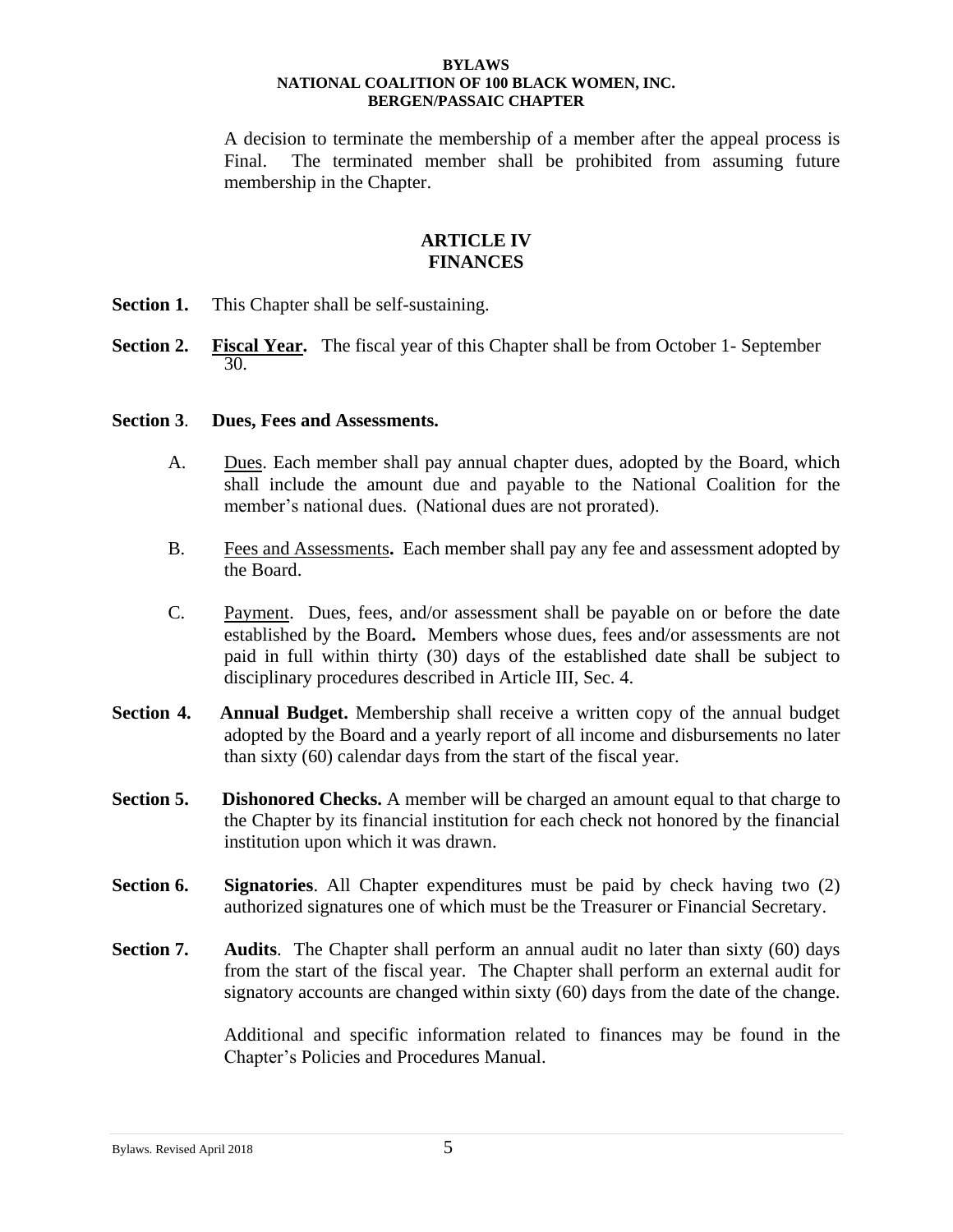A decision to terminate the membership of a member after the appeal process is Final. The terminated member shall be prohibited from assuming future membership in the Chapter.

## ARTICLE IV
## FINANCES

**Section 1.** This Chapter shall be self-sustaining.

**Section 2.** **Fiscal Year.** The fiscal year of this Chapter shall be from October 1- September 30.

**Section 3**. **Dues, Fees and Assessments.**

A. Dues. Each member shall pay annual chapter dues, adopted by the Board, which shall include the amount due and payable to the National Coalition for the member's national dues. (National dues are not prorated).

B. Fees and Assessments**.** Each member shall pay any fee and assessment adopted by the Board.

C. Payment. Dues, fees, and/or assessment shall be payable on or before the date established by the Board**.** Members whose dues, fees and/or assessments are not paid in full within thirty (30) days of the established date shall be subject to disciplinary procedures described in Article III, Sec. 4.

**Section 4.** **Annual Budget.** Membership shall receive a written copy of the annual budget adopted by the Board and a yearly report of all income and disbursements no later than sixty (60) calendar days from the start of the fiscal year.

**Section 5.** **Dishonored Checks.** A member will be charged an amount equal to that charge to the Chapter by its financial institution for each check not honored by the financial institution upon which it was drawn.

**Section 6.** **Signatories**. All Chapter expenditures must be paid by check having two (2) authorized signatures one of which must be the Treasurer or Financial Secretary.

**Section 7.** **Audits**. The Chapter shall perform an annual audit no later than sixty (60) days from the start of the fiscal year. The Chapter shall perform an external audit for signatory accounts are changed within sixty (60) days from the date of the change.

Additional and specific information related to finances may be found in the Chapter's Policies and Procedures Manual.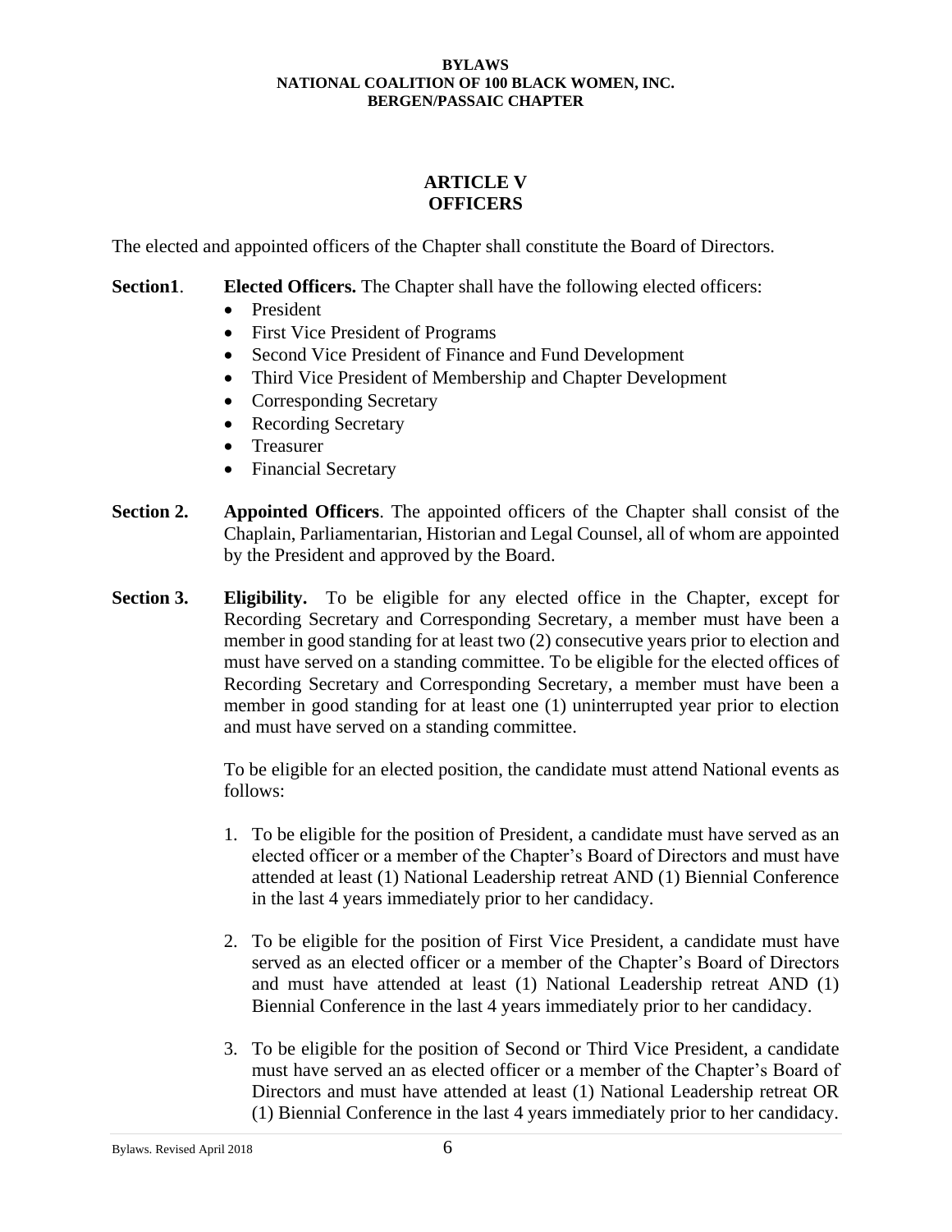## ARTICLE V
## OFFICERS

The elected and appointed officers of the Chapter shall constitute the Board of Directors.

**Section1**. **Elected Officers.** The Chapter shall have the following elected officers:

- President
- First Vice President of Programs
- Second Vice President of Finance and Fund Development
- Third Vice President of Membership and Chapter Development
- Corresponding Secretary
- Recording Secretary
- Treasurer
- Financial Secretary

**Section 2.** **Appointed Officers**. The appointed officers of the Chapter shall consist of the Chaplain, Parliamentarian, Historian and Legal Counsel, all of whom are appointed by the President and approved by the Board.

**Section 3.** **Eligibility.** To be eligible for any elected office in the Chapter, except for Recording Secretary and Corresponding Secretary, a member must have been a member in good standing for at least two (2) consecutive years prior to election and must have served on a standing committee. To be eligible for the elected offices of Recording Secretary and Corresponding Secretary, a member must have been a member in good standing for at least one (1) uninterrupted year prior to election and must have served on a standing committee.

To be eligible for an elected position, the candidate must attend National events as follows:

1. To be eligible for the position of President, a candidate must have served as an elected officer or a member of the Chapter's Board of Directors and must have attended at least (1) National Leadership retreat AND (1) Biennial Conference in the last 4 years immediately prior to her candidacy.

2. To be eligible for the position of First Vice President, a candidate must have served as an elected officer or a member of the Chapter's Board of Directors and must have attended at least (1) National Leadership retreat AND (1) Biennial Conference in the last 4 years immediately prior to her candidacy.

3. To be eligible for the position of Second or Third Vice President, a candidate must have served an as elected officer or a member of the Chapter's Board of Directors and must have attended at least (1) National Leadership retreat OR (1) Biennial Conference in the last 4 years immediately prior to her candidacy.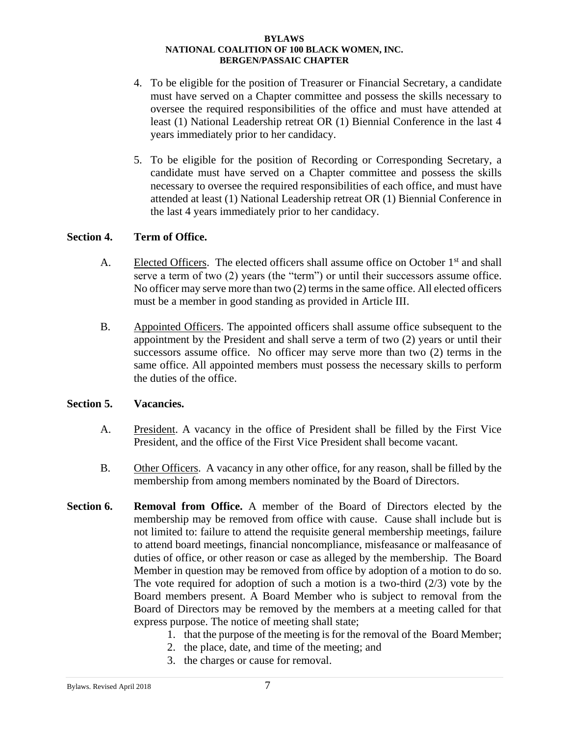4. To be eligible for the position of Treasurer or Financial Secretary, a candidate must have served on a Chapter committee and possess the skills necessary to oversee the required responsibilities of the office and must have attended at least (1) National Leadership retreat OR (1) Biennial Conference in the last 4 years immediately prior to her candidacy.

5. To be eligible for the position of Recording or Corresponding Secretary, a candidate must have served on a Chapter committee and possess the skills necessary to oversee the required responsibilities of each office, and must have attended at least (1) National Leadership retreat OR (1) Biennial Conference in the last 4 years immediately prior to her candidacy.

**Section 4. Term of Office.**

A. Elected Officers. The elected officers shall assume office on October 1st and shall serve a term of two (2) years (the "term") or until their successors assume office. No officer may serve more than two (2) terms in the same office. All elected officers must be a member in good standing as provided in Article III.

B. Appointed Officers. The appointed officers shall assume office subsequent to the appointment by the President and shall serve a term of two (2) years or until their successors assume office. No officer may serve more than two (2) terms in the same office. All appointed members must possess the necessary skills to perform the duties of the office.

**Section 5. Vacancies.**

A. President. A vacancy in the office of President shall be filled by the First Vice President, and the office of the First Vice President shall become vacant.

B. Other Officers. A vacancy in any other office, for any reason, shall be filled by the membership from among members nominated by the Board of Directors.

**Section 6. Removal from Office.** A member of the Board of Directors elected by the membership may be removed from office with cause. Cause shall include but is not limited to: failure to attend the requisite general membership meetings, failure to attend board meetings, financial noncompliance, misfeasance or malfeasance of duties of office, or other reason or case as alleged by the membership. The Board Member in question may be removed from office by adoption of a motion to do so. The vote required for adoption of such a motion is a two-third (2/3) vote by the Board members present. A Board Member who is subject to removal from the Board of Directors may be removed by the members at a meeting called for that express purpose. The notice of meeting shall state;

1. that the purpose of the meeting is for the removal of the Board Member;
2. the place, date, and time of the meeting; and
3. the charges or cause for removal.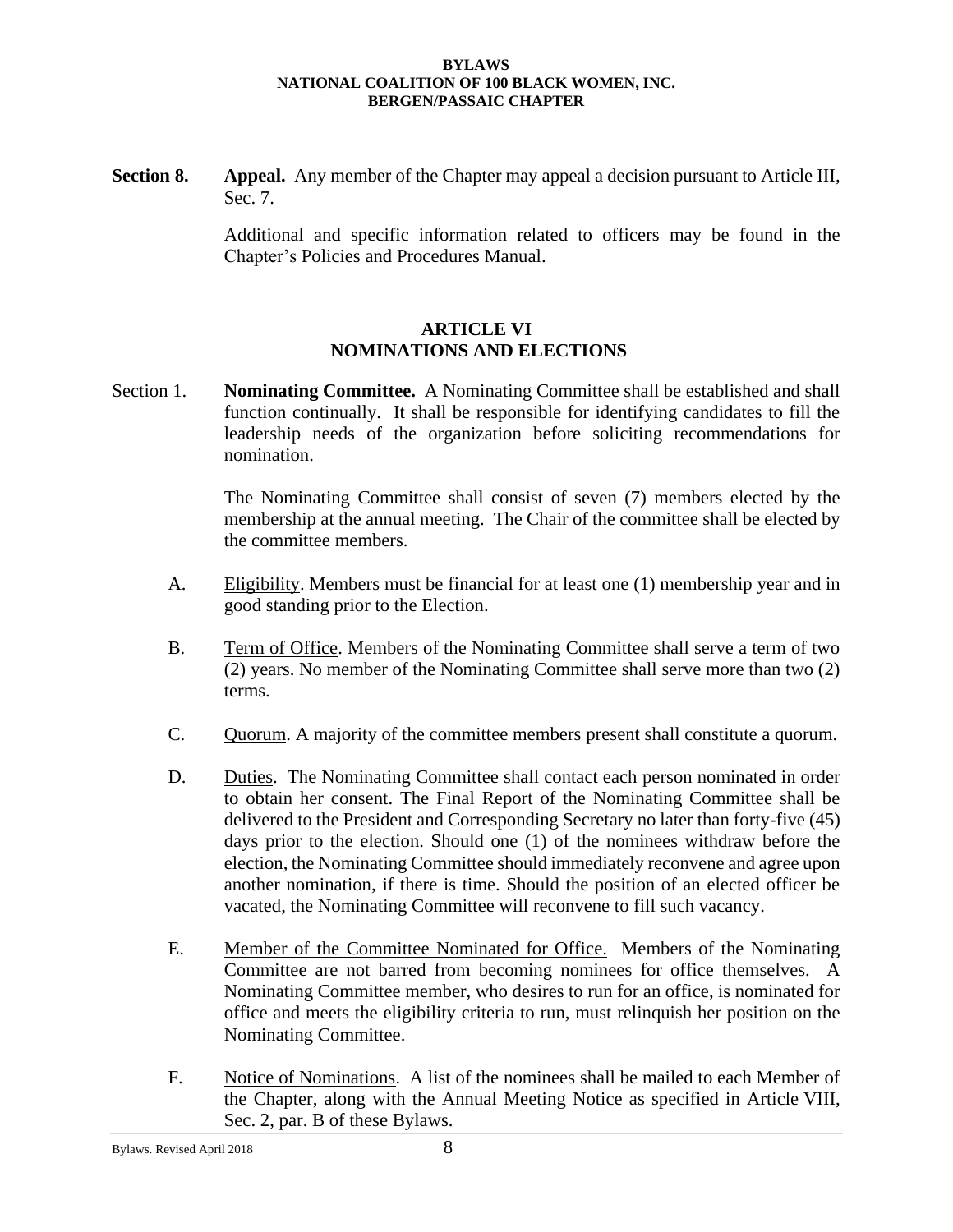**Section 8.** **Appeal.** Any member of the Chapter may appeal a decision pursuant to Article III, Sec. 7.

Additional and specific information related to officers may be found in the Chapter's Policies and Procedures Manual.

## ARTICLE VI
## NOMINATIONS AND ELECTIONS

Section 1. **Nominating Committee.** A Nominating Committee shall be established and shall function continually. It shall be responsible for identifying candidates to fill the leadership needs of the organization before soliciting recommendations for nomination.

The Nominating Committee shall consist of seven (7) members elected by the membership at the annual meeting. The Chair of the committee shall be elected by the committee members.

A. Eligibility. Members must be financial for at least one (1) membership year and in good standing prior to the Election.

B. Term of Office. Members of the Nominating Committee shall serve a term of two (2) years. No member of the Nominating Committee shall serve more than two (2) terms.

C. Quorum. A majority of the committee members present shall constitute a quorum.

D. Duties. The Nominating Committee shall contact each person nominated in order to obtain her consent. The Final Report of the Nominating Committee shall be delivered to the President and Corresponding Secretary no later than forty-five (45) days prior to the election. Should one (1) of the nominees withdraw before the election, the Nominating Committee should immediately reconvene and agree upon another nomination, if there is time. Should the position of an elected officer be vacated, the Nominating Committee will reconvene to fill such vacancy.

E. Member of the Committee Nominated for Office. Members of the Nominating Committee are not barred from becoming nominees for office themselves. A Nominating Committee member, who desires to run for an office, is nominated for office and meets the eligibility criteria to run, must relinquish her position on the Nominating Committee.

F. Notice of Nominations. A list of the nominees shall be mailed to each Member of the Chapter, along with the Annual Meeting Notice as specified in Article VIII, Sec. 2, par. B of these Bylaws.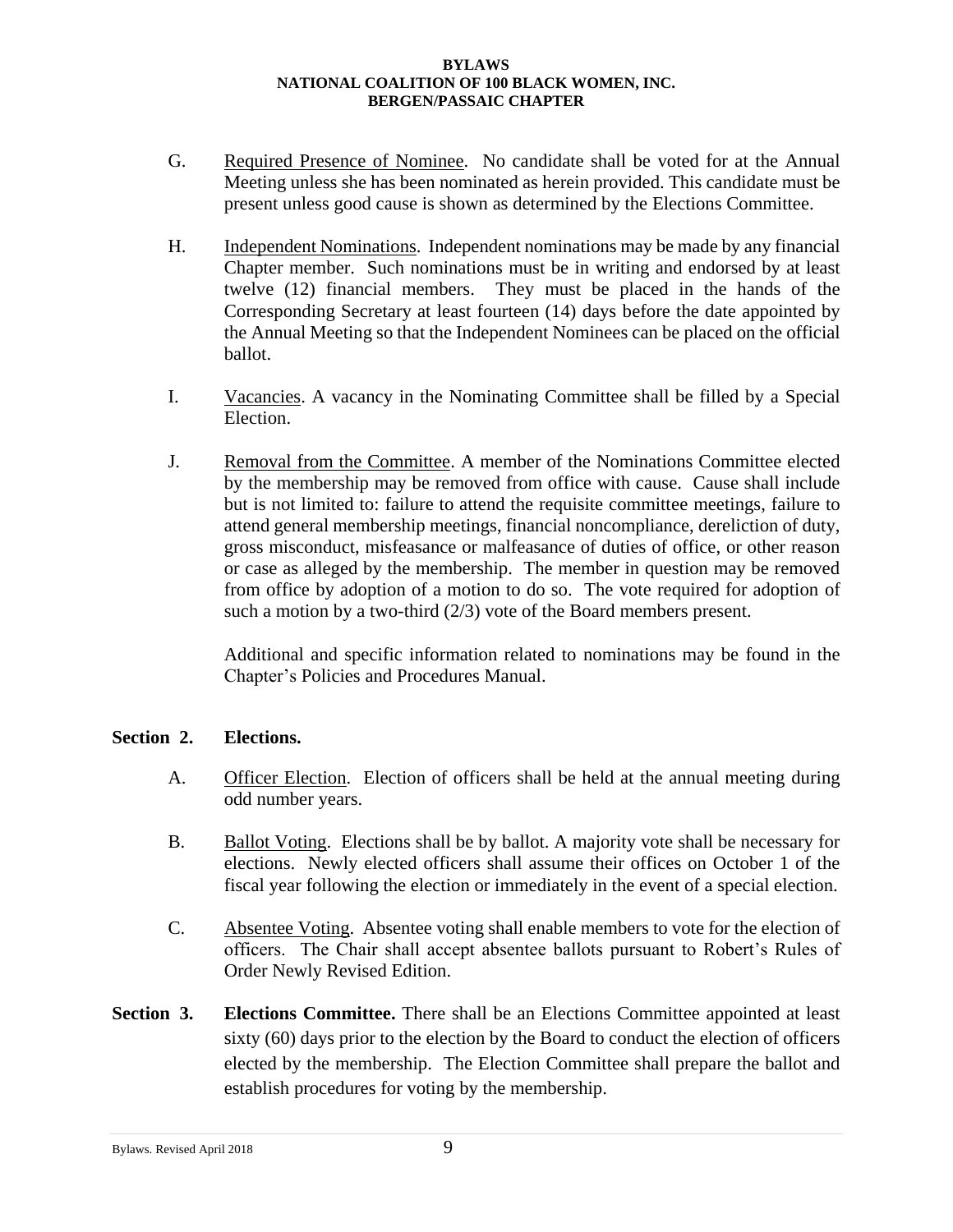G. Required Presence of Nominee. No candidate shall be voted for at the Annual Meeting unless she has been nominated as herein provided. This candidate must be present unless good cause is shown as determined by the Elections Committee.

H. Independent Nominations. Independent nominations may be made by any financial Chapter member. Such nominations must be in writing and endorsed by at least twelve (12) financial members. They must be placed in the hands of the Corresponding Secretary at least fourteen (14) days before the date appointed by the Annual Meeting so that the Independent Nominees can be placed on the official ballot.

I. Vacancies. A vacancy in the Nominating Committee shall be filled by a Special Election.

J. Removal from the Committee. A member of the Nominations Committee elected by the membership may be removed from office with cause. Cause shall include but is not limited to: failure to attend the requisite committee meetings, failure to attend general membership meetings, financial noncompliance, dereliction of duty, gross misconduct, misfeasance or malfeasance of duties of office, or other reason or case as alleged by the membership. The member in question may be removed from office by adoption of a motion to do so. The vote required for adoption of such a motion by a two-third (2/3) vote of the Board members present.

Additional and specific information related to nominations may be found in the Chapter's Policies and Procedures Manual.

**Section 2. Elections.**

A. Officer Election. Election of officers shall be held at the annual meeting during odd number years.

B. Ballot Voting. Elections shall be by ballot. A majority vote shall be necessary for elections. Newly elected officers shall assume their offices on October 1 of the fiscal year following the election or immediately in the event of a special election.

C. Absentee Voting. Absentee voting shall enable members to vote for the election of officers. The Chair shall accept absentee ballots pursuant to Robert's Rules of Order Newly Revised Edition.

**Section 3. Elections Committee.** There shall be an Elections Committee appointed at least sixty (60) days prior to the election by the Board to conduct the election of officers elected by the membership. The Election Committee shall prepare the ballot and establish procedures for voting by the membership.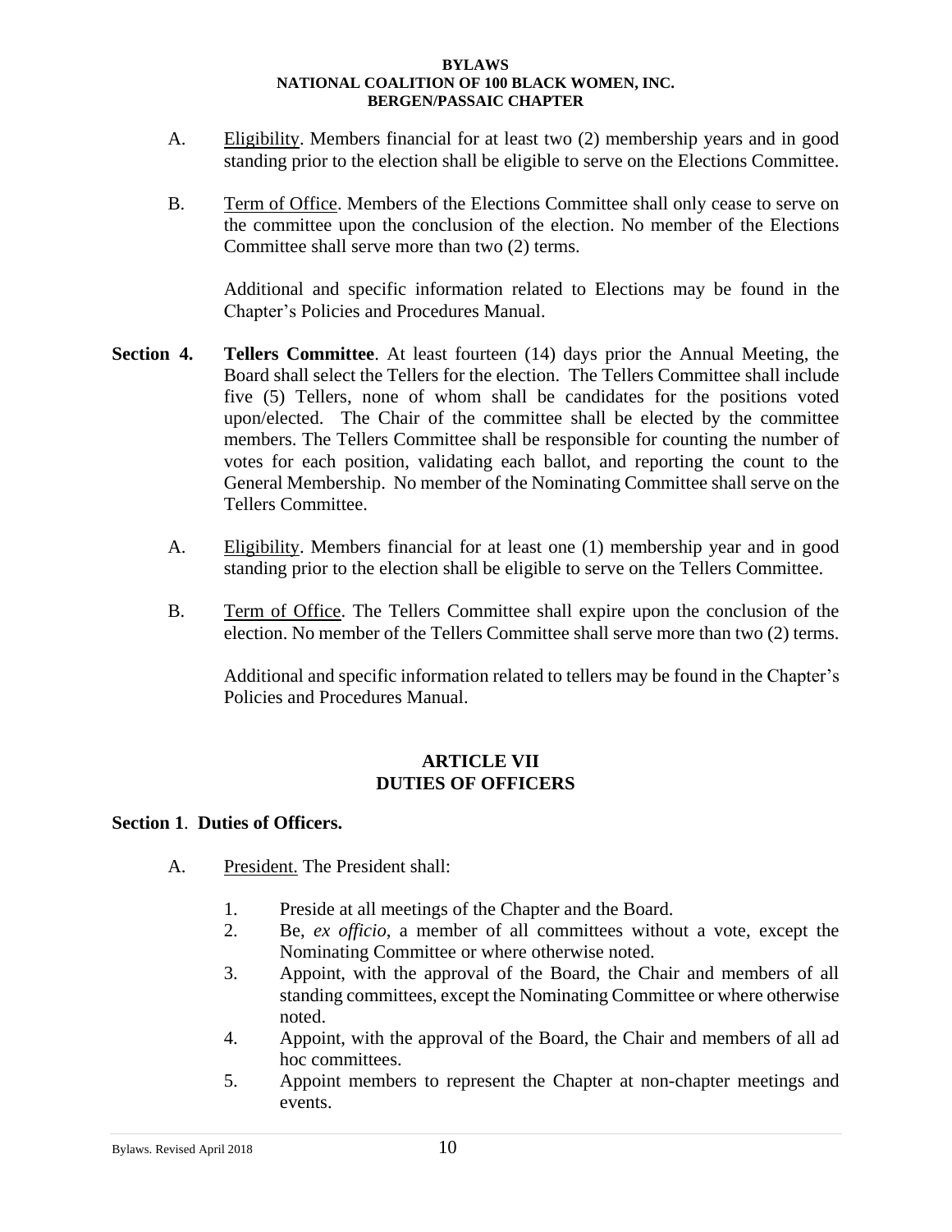A. Eligibility. Members financial for at least two (2) membership years and in good standing prior to the election shall be eligible to serve on the Elections Committee.

B. Term of Office. Members of the Elections Committee shall only cease to serve on the committee upon the conclusion of the election. No member of the Elections Committee shall serve more than two (2) terms.

Additional and specific information related to Elections may be found in the Chapter's Policies and Procedures Manual.

**Section 4. Tellers Committee**. At least fourteen (14) days prior the Annual Meeting, the Board shall select the Tellers for the election. The Tellers Committee shall include five (5) Tellers, none of whom shall be candidates for the positions voted upon/elected. The Chair of the committee shall be elected by the committee members. The Tellers Committee shall be responsible for counting the number of votes for each position, validating each ballot, and reporting the count to the General Membership. No member of the Nominating Committee shall serve on the Tellers Committee.

A. Eligibility. Members financial for at least one (1) membership year and in good standing prior to the election shall be eligible to serve on the Tellers Committee.

B. Term of Office. The Tellers Committee shall expire upon the conclusion of the election. No member of the Tellers Committee shall serve more than two (2) terms.

Additional and specific information related to tellers may be found in the Chapter's Policies and Procedures Manual.

## ARTICLE VII
## DUTIES OF OFFICERS

**Section 1**. **Duties of Officers.**

A. President. The President shall:

1. Preside at all meetings of the Chapter and the Board.
2. Be, *ex officio*, a member of all committees without a vote, except the Nominating Committee or where otherwise noted.
3. Appoint, with the approval of the Board, the Chair and members of all standing committees, except the Nominating Committee or where otherwise noted.
4. Appoint, with the approval of the Board, the Chair and members of all ad hoc committees.
5. Appoint members to represent the Chapter at non-chapter meetings and events.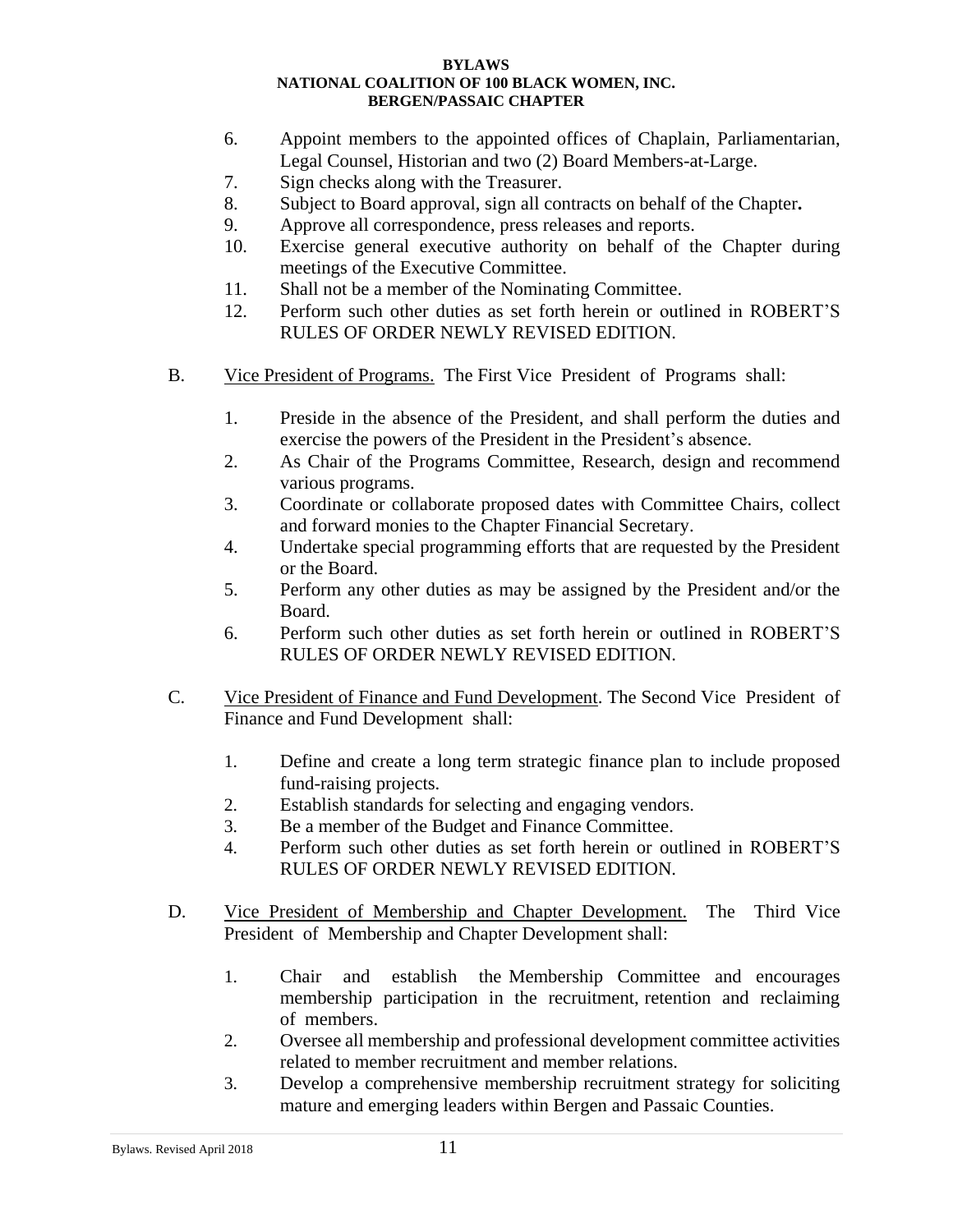6. Appoint members to the appointed offices of Chaplain, Parliamentarian, Legal Counsel, Historian and two (2) Board Members-at-Large.
7. Sign checks along with the Treasurer.
8. Subject to Board approval, sign all contracts on behalf of the Chapter**.**
9. Approve all correspondence, press releases and reports.
10. Exercise general executive authority on behalf of the Chapter during meetings of the Executive Committee.
11. Shall not be a member of the Nominating Committee.
12. Perform such other duties as set forth herein or outlined in ROBERT'S RULES OF ORDER NEWLY REVISED EDITION.

B. Vice President of Programs. The First Vice President of Programs shall:

1. Preside in the absence of the President, and shall perform the duties and exercise the powers of the President in the President's absence.
2. As Chair of the Programs Committee, Research, design and recommend various programs.
3. Coordinate or collaborate proposed dates with Committee Chairs, collect and forward monies to the Chapter Financial Secretary.
4. Undertake special programming efforts that are requested by the President or the Board.
5. Perform any other duties as may be assigned by the President and/or the Board.
6. Perform such other duties as set forth herein or outlined in ROBERT'S RULES OF ORDER NEWLY REVISED EDITION.

C. Vice President of Finance and Fund Development. The Second Vice President of Finance and Fund Development shall:

1. Define and create a long term strategic finance plan to include proposed fund-raising projects.
2. Establish standards for selecting and engaging vendors.
3. Be a member of the Budget and Finance Committee.
4. Perform such other duties as set forth herein or outlined in ROBERT'S RULES OF ORDER NEWLY REVISED EDITION.

D. Vice President of Membership and Chapter Development. The Third Vice President of Membership and Chapter Development shall:

1. Chair and establish the Membership Committee and encourages membership participation in the recruitment, retention and reclaiming of members.
2. Oversee all membership and professional development committee activities related to member recruitment and member relations.
3. Develop a comprehensive membership recruitment strategy for soliciting mature and emerging leaders within Bergen and Passaic Counties.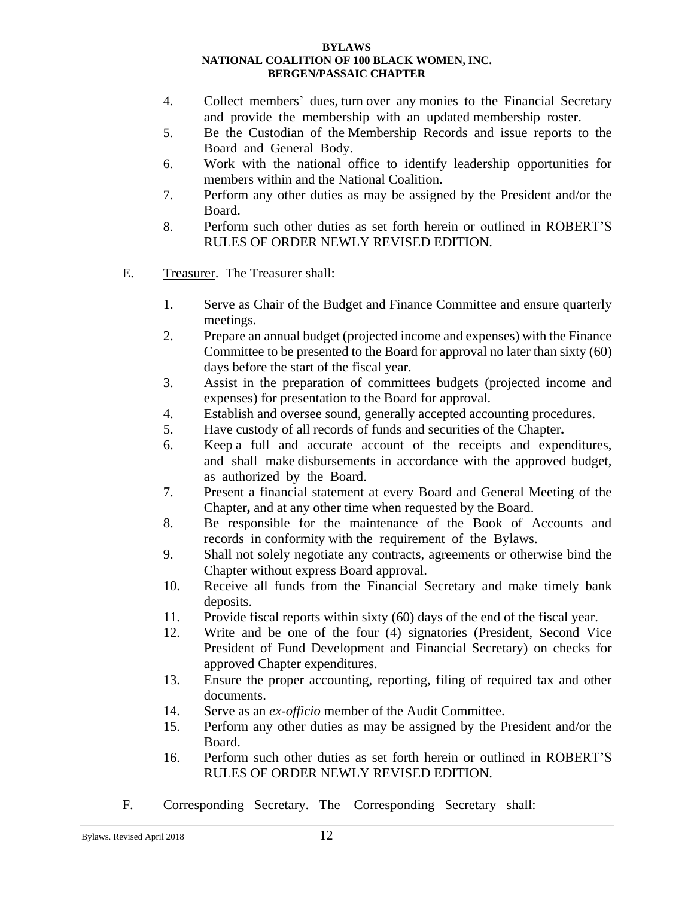4. Collect members' dues, turn over any monies to the Financial Secretary and provide the membership with an updated membership roster.
5. Be the Custodian of the Membership Records and issue reports to the Board and General Body.
6. Work with the national office to identify leadership opportunities for members within and the National Coalition.
7. Perform any other duties as may be assigned by the President and/or the Board.
8. Perform such other duties as set forth herein or outlined in ROBERT'S RULES OF ORDER NEWLY REVISED EDITION.

E. <u>Treasurer</u>. The Treasurer shall:

1. Serve as Chair of the Budget and Finance Committee and ensure quarterly meetings.
2. Prepare an annual budget (projected income and expenses) with the Finance Committee to be presented to the Board for approval no later than sixty (60) days before the start of the fiscal year.
3. Assist in the preparation of committees budgets (projected income and expenses) for presentation to the Board for approval.
4. Establish and oversee sound, generally accepted accounting procedures.
5. Have custody of all records of funds and securities of the Chapter**.**
6. Keep a full and accurate account of the receipts and expenditures, and shall make disbursements in accordance with the approved budget, as authorized by the Board.
7. Present a financial statement at every Board and General Meeting of the Chapter**,** and at any other time when requested by the Board.
8. Be responsible for the maintenance of the Book of Accounts and records in conformity with the requirement of the Bylaws.
9. Shall not solely negotiate any contracts, agreements or otherwise bind the Chapter without express Board approval.
10. Receive all funds from the Financial Secretary and make timely bank deposits.
11. Provide fiscal reports within sixty (60) days of the end of the fiscal year.
12. Write and be one of the four (4) signatories (President, Second Vice President of Fund Development and Financial Secretary) on checks for approved Chapter expenditures.
13. Ensure the proper accounting, reporting, filing of required tax and other documents.
14. Serve as an *ex-officio* member of the Audit Committee.
15. Perform any other duties as may be assigned by the President and/or the Board.
16. Perform such other duties as set forth herein or outlined in ROBERT'S RULES OF ORDER NEWLY REVISED EDITION.

F. <u>Corresponding Secretary.</u> The Corresponding Secretary shall: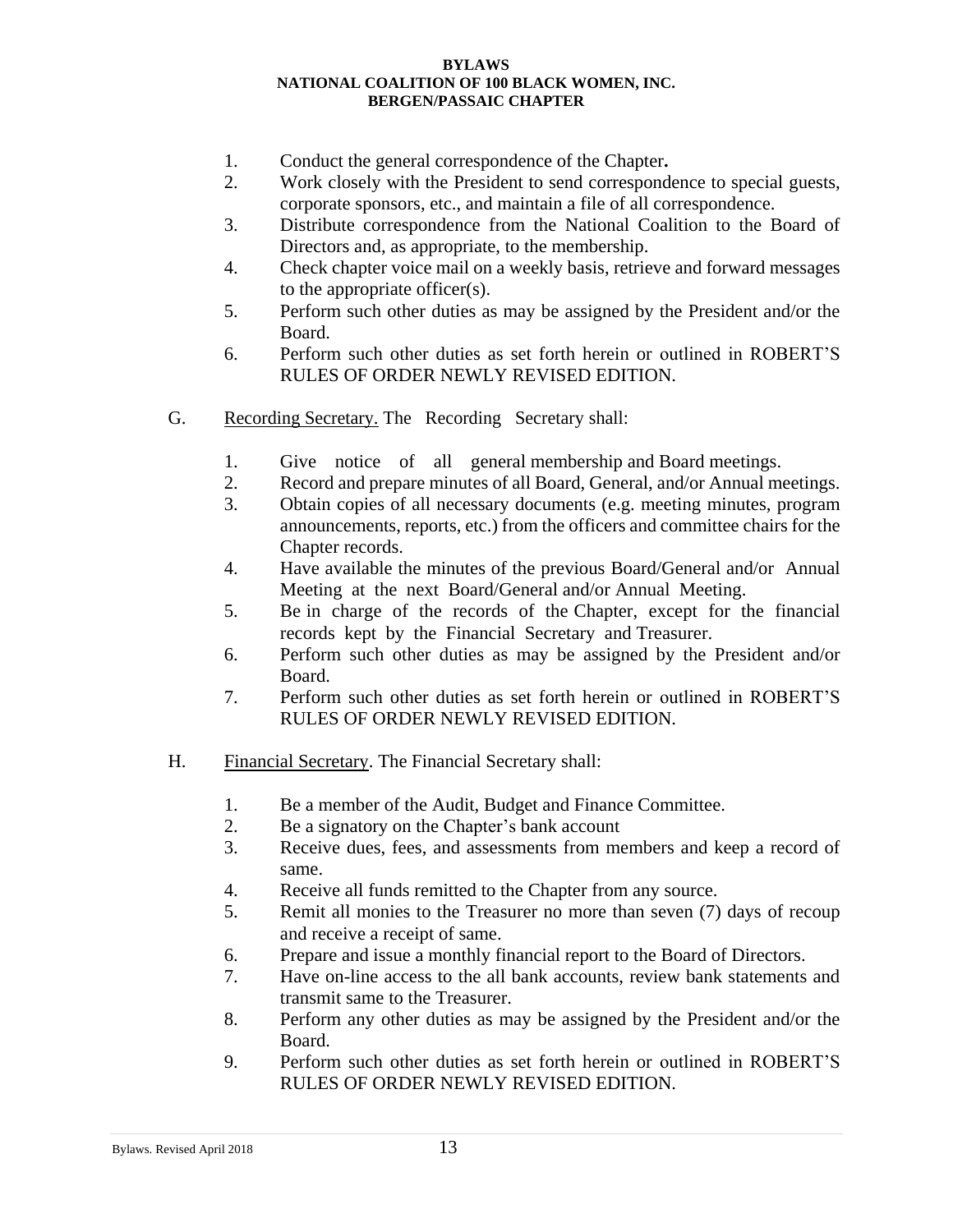1. Conduct the general correspondence of the Chapter**.**
2. Work closely with the President to send correspondence to special guests, corporate sponsors, etc., and maintain a file of all correspondence.
3. Distribute correspondence from the National Coalition to the Board of Directors and, as appropriate, to the membership.
4. Check chapter voice mail on a weekly basis, retrieve and forward messages to the appropriate officer(s).
5. Perform such other duties as may be assigned by the President and/or the Board.
6. Perform such other duties as set forth herein or outlined in ROBERT'S RULES OF ORDER NEWLY REVISED EDITION.

G. <u>Recording Secretary.</u> The Recording Secretary shall:

1. Give notice of all general membership and Board meetings.
2. Record and prepare minutes of all Board, General, and/or Annual meetings.
3. Obtain copies of all necessary documents (e.g. meeting minutes, program announcements, reports, etc.) from the officers and committee chairs for the Chapter records.
4. Have available the minutes of the previous Board/General and/or Annual Meeting at the next Board/General and/or Annual Meeting.
5. Be in charge of the records of the Chapter, except for the financial records kept by the Financial Secretary and Treasurer.
6. Perform such other duties as may be assigned by the President and/or Board.
7. Perform such other duties as set forth herein or outlined in ROBERT'S RULES OF ORDER NEWLY REVISED EDITION.

H. <u>Financial Secretary</u>. The Financial Secretary shall:

1. Be a member of the Audit, Budget and Finance Committee.
2. Be a signatory on the Chapter's bank account
3. Receive dues, fees, and assessments from members and keep a record of same.
4. Receive all funds remitted to the Chapter from any source.
5. Remit all monies to the Treasurer no more than seven (7) days of recoup and receive a receipt of same.
6. Prepare and issue a monthly financial report to the Board of Directors.
7. Have on-line access to the all bank accounts, review bank statements and transmit same to the Treasurer.
8. Perform any other duties as may be assigned by the President and/or the Board.
9. Perform such other duties as set forth herein or outlined in ROBERT'S RULES OF ORDER NEWLY REVISED EDITION.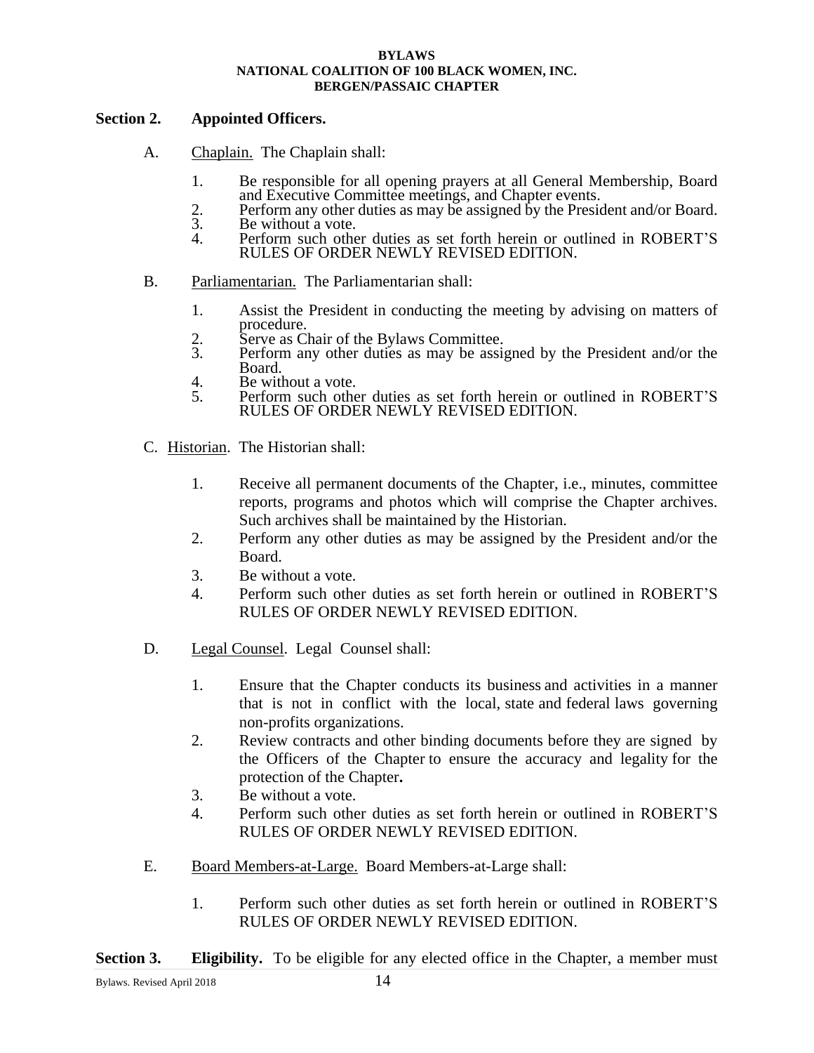## Section 2. Appointed Officers.

A. Chaplain. The Chaplain shall:

1. Be responsible for all opening prayers at all General Membership, Board and Executive Committee meetings, and Chapter events.
2. Perform any other duties as may be assigned by the President and/or Board.
3. Be without a vote.
4. Perform such other duties as set forth herein or outlined in ROBERT'S RULES OF ORDER NEWLY REVISED EDITION.

B. Parliamentarian. The Parliamentarian shall:

1. Assist the President in conducting the meeting by advising on matters of procedure.
2. Serve as Chair of the Bylaws Committee.
3. Perform any other duties as may be assigned by the President and/or the Board.
4. Be without a vote.
5. Perform such other duties as set forth herein or outlined in ROBERT'S RULES OF ORDER NEWLY REVISED EDITION.

C. Historian. The Historian shall:

1. Receive all permanent documents of the Chapter, i.e., minutes, committee reports, programs and photos which will comprise the Chapter archives. Such archives shall be maintained by the Historian.
2. Perform any other duties as may be assigned by the President and/or the Board.
3. Be without a vote.
4. Perform such other duties as set forth herein or outlined in ROBERT'S RULES OF ORDER NEWLY REVISED EDITION.

D. Legal Counsel. Legal Counsel shall:

1. Ensure that the Chapter conducts its business and activities in a manner that is not in conflict with the local, state and federal laws governing non-profits organizations.
2. Review contracts and other binding documents before they are signed by the Officers of the Chapter to ensure the accuracy and legality for the protection of the Chapter**.**
3. Be without a vote.
4. Perform such other duties as set forth herein or outlined in ROBERT'S RULES OF ORDER NEWLY REVISED EDITION.

E. Board Members-at-Large. Board Members-at-Large shall:

1. Perform such other duties as set forth herein or outlined in ROBERT'S RULES OF ORDER NEWLY REVISED EDITION.

**Section 3. Eligibility.** To be eligible for any elected office in the Chapter, a member must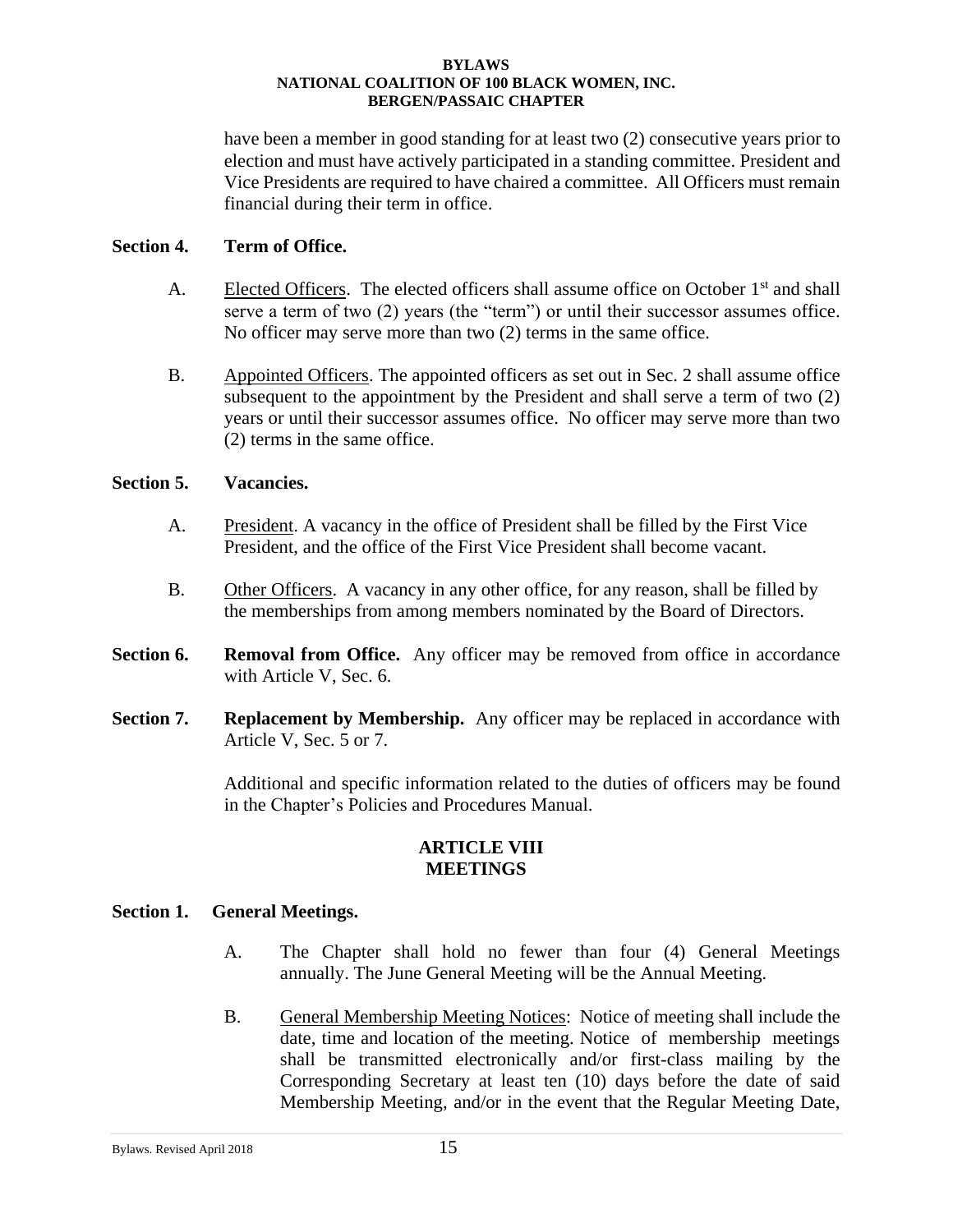have been a member in good standing for at least two (2) consecutive years prior to election and must have actively participated in a standing committee. President and Vice Presidents are required to have chaired a committee. All Officers must remain financial during their term in office.

**Section 4. Term of Office.**

A. Elected Officers. The elected officers shall assume office on October 1st and shall serve a term of two (2) years (the "term") or until their successor assumes office. No officer may serve more than two (2) terms in the same office.

B. Appointed Officers. The appointed officers as set out in Sec. 2 shall assume office subsequent to the appointment by the President and shall serve a term of two (2) years or until their successor assumes office. No officer may serve more than two (2) terms in the same office.

**Section 5. Vacancies.**

A. President. A vacancy in the office of President shall be filled by the First Vice President, and the office of the First Vice President shall become vacant.

B. Other Officers. A vacancy in any other office, for any reason, shall be filled by the memberships from among members nominated by the Board of Directors.

**Section 6. Removal from Office.** Any officer may be removed from office in accordance with Article V, Sec. 6.

**Section 7. Replacement by Membership.** Any officer may be replaced in accordance with Article V, Sec. 5 or 7.

Additional and specific information related to the duties of officers may be found in the Chapter's Policies and Procedures Manual.

## ARTICLE VIII
## MEETINGS

**Section 1. General Meetings.**

A. The Chapter shall hold no fewer than four (4) General Meetings annually. The June General Meeting will be the Annual Meeting.

B. General Membership Meeting Notices: Notice of meeting shall include the date, time and location of the meeting. Notice of membership meetings shall be transmitted electronically and/or first-class mailing by the Corresponding Secretary at least ten (10) days before the date of said Membership Meeting, and/or in the event that the Regular Meeting Date,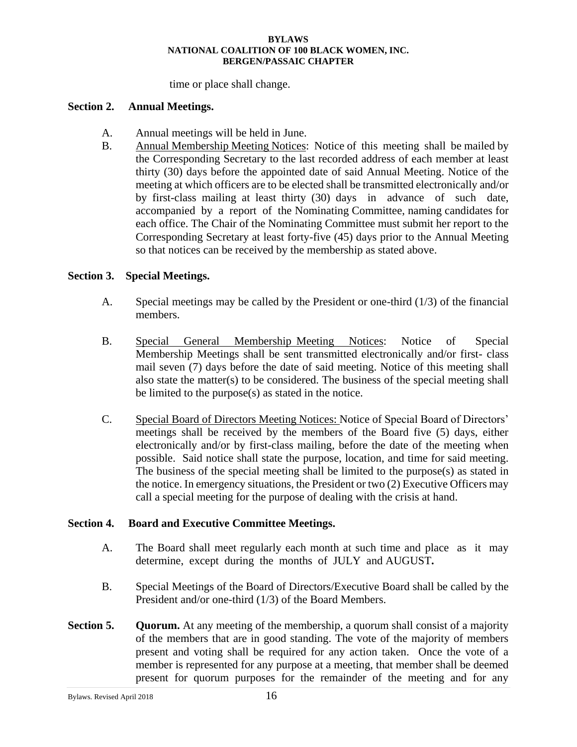time or place shall change.

**Section 2. Annual Meetings.**

A. Annual meetings will be held in June.

B. Annual Membership Meeting Notices: Notice of this meeting shall be mailed by the Corresponding Secretary to the last recorded address of each member at least thirty (30) days before the appointed date of said Annual Meeting. Notice of the meeting at which officers are to be elected shall be transmitted electronically and/or by first-class mailing at least thirty (30) days in advance of such date, accompanied by a report of the Nominating Committee, naming candidates for each office. The Chair of the Nominating Committee must submit her report to the Corresponding Secretary at least forty-five (45) days prior to the Annual Meeting so that notices can be received by the membership as stated above.

**Section 3. Special Meetings.**

A. Special meetings may be called by the President or one-third (1/3) of the financial members.

B. Special General Membership Meeting Notices: Notice of Special Membership Meetings shall be sent transmitted electronically and/or first- class mail seven (7) days before the date of said meeting. Notice of this meeting shall also state the matter(s) to be considered. The business of the special meeting shall be limited to the purpose(s) as stated in the notice.

C. Special Board of Directors Meeting Notices: Notice of Special Board of Directors' meetings shall be received by the members of the Board five (5) days, either electronically and/or by first-class mailing, before the date of the meeting when possible. Said notice shall state the purpose, location, and time for said meeting. The business of the special meeting shall be limited to the purpose(s) as stated in the notice. In emergency situations, the President or two (2) Executive Officers may call a special meeting for the purpose of dealing with the crisis at hand.

**Section 4. Board and Executive Committee Meetings.**

A. The Board shall meet regularly each month at such time and place as it may determine, except during the months of JULY and AUGUST**.**

B. Special Meetings of the Board of Directors/Executive Board shall be called by the President and/or one-third (1/3) of the Board Members.

**Section 5. Quorum.** At any meeting of the membership, a quorum shall consist of a majority of the members that are in good standing. The vote of the majority of members present and voting shall be required for any action taken. Once the vote of a member is represented for any purpose at a meeting, that member shall be deemed present for quorum purposes for the remainder of the meeting and for any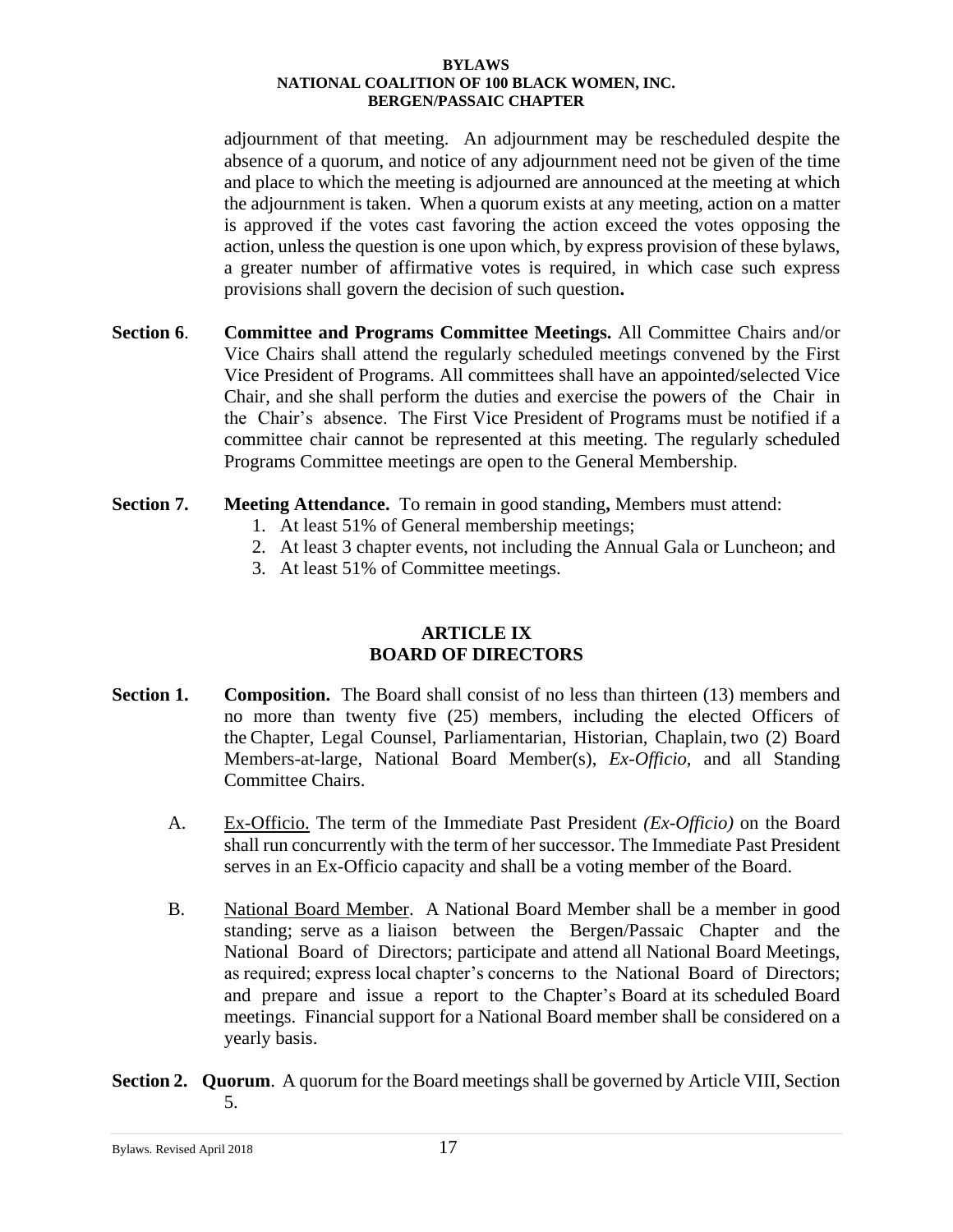adjournment of that meeting. An adjournment may be rescheduled despite the absence of a quorum, and notice of any adjournment need not be given of the time and place to which the meeting is adjourned are announced at the meeting at which the adjournment is taken. When a quorum exists at any meeting, action on a matter is approved if the votes cast favoring the action exceed the votes opposing the action, unless the question is one upon which, by express provision of these bylaws, a greater number of affirmative votes is required, in which case such express provisions shall govern the decision of such question**.**

**Section 6**. **Committee and Programs Committee Meetings.** All Committee Chairs and/or Vice Chairs shall attend the regularly scheduled meetings convened by the First Vice President of Programs. All committees shall have an appointed/selected Vice Chair, and she shall perform the duties and exercise the powers of the Chair in the Chair's absence. The First Vice President of Programs must be notified if a committee chair cannot be represented at this meeting. The regularly scheduled Programs Committee meetings are open to the General Membership.

**Section 7. Meeting Attendance.** To remain in good standing**,** Members must attend:

1. At least 51% of General membership meetings;
2. At least 3 chapter events, not including the Annual Gala or Luncheon; and
3. At least 51% of Committee meetings.

## ARTICLE IX
## BOARD OF DIRECTORS

**Section 1. Composition.** The Board shall consist of no less than thirteen (13) members and no more than twenty five (25) members, including the elected Officers of the Chapter, Legal Counsel, Parliamentarian, Historian, Chaplain, two (2) Board Members-at-large, National Board Member(s), *Ex-Officio,* and all Standing Committee Chairs.

A. Ex-Officio. The term of the Immediate Past President *(Ex-Officio)* on the Board shall run concurrently with the term of her successor. The Immediate Past President serves in an Ex-Officio capacity and shall be a voting member of the Board.

B. National Board Member. A National Board Member shall be a member in good standing; serve as a liaison between the Bergen/Passaic Chapter and the National Board of Directors; participate and attend all National Board Meetings, as required; express local chapter's concerns to the National Board of Directors; and prepare and issue a report to the Chapter's Board at its scheduled Board meetings. Financial support for a National Board member shall be considered on a yearly basis.

**Section 2. Quorum**. A quorum for the Board meetings shall be governed by Article VIII, Section 5.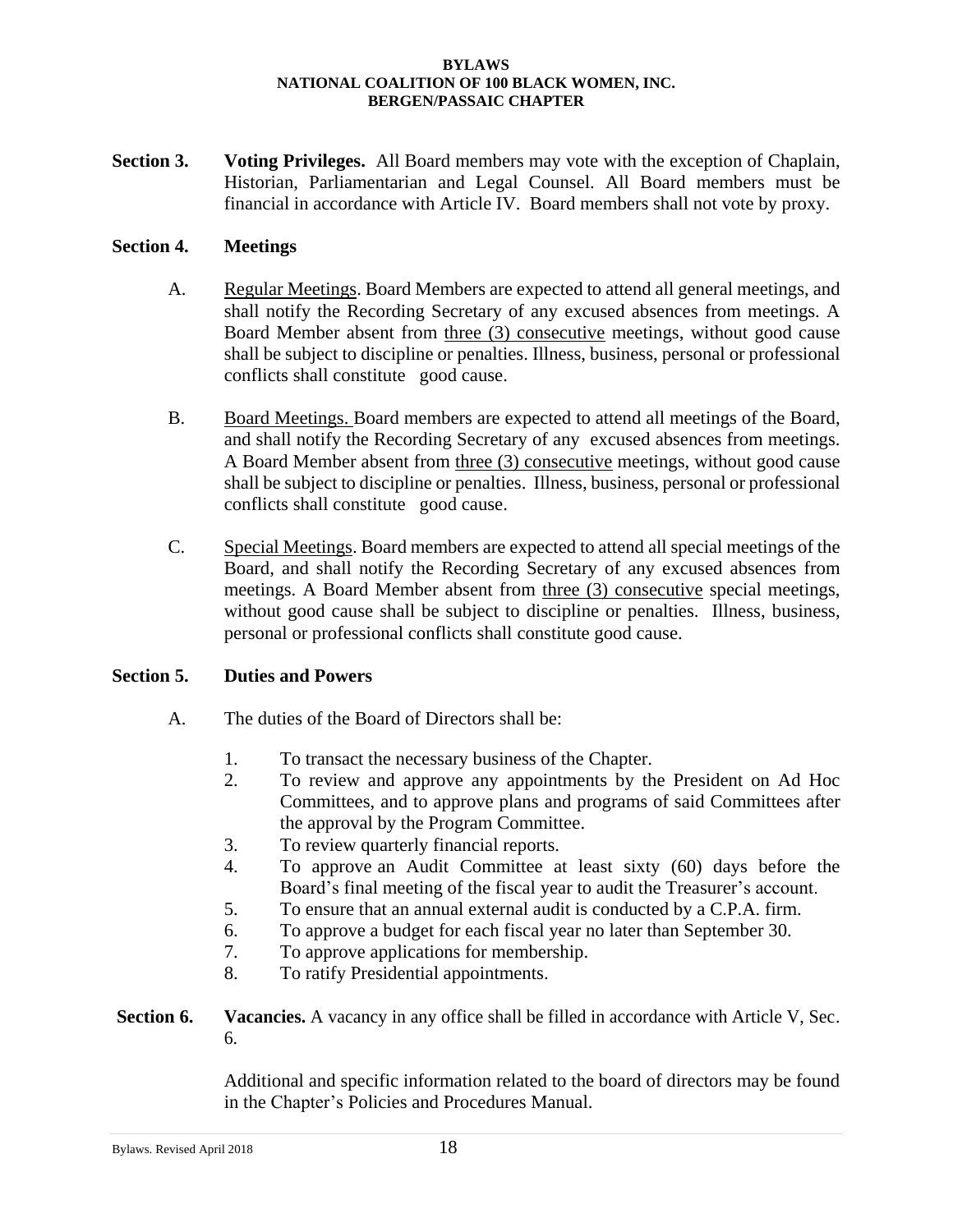**Section 3. Voting Privileges.** All Board members may vote with the exception of Chaplain, Historian, Parliamentarian and Legal Counsel. All Board members must be financial in accordance with Article IV. Board members shall not vote by proxy.

**Section 4. Meetings**

A. Regular Meetings. Board Members are expected to attend all general meetings, and shall notify the Recording Secretary of any excused absences from meetings. A Board Member absent from three (3) consecutive meetings, without good cause shall be subject to discipline or penalties. Illness, business, personal or professional conflicts shall constitute good cause.

B. Board Meetings. Board members are expected to attend all meetings of the Board, and shall notify the Recording Secretary of any excused absences from meetings. A Board Member absent from three (3) consecutive meetings, without good cause shall be subject to discipline or penalties. Illness, business, personal or professional conflicts shall constitute good cause.

C. Special Meetings. Board members are expected to attend all special meetings of the Board, and shall notify the Recording Secretary of any excused absences from meetings. A Board Member absent from three (3) consecutive special meetings, without good cause shall be subject to discipline or penalties. Illness, business, personal or professional conflicts shall constitute good cause.

**Section 5. Duties and Powers**

A. The duties of the Board of Directors shall be:

1. To transact the necessary business of the Chapter.
2. To review and approve any appointments by the President on Ad Hoc Committees, and to approve plans and programs of said Committees after the approval by the Program Committee.
3. To review quarterly financial reports.
4. To approve an Audit Committee at least sixty (60) days before the Board's final meeting of the fiscal year to audit the Treasurer's account.
5. To ensure that an annual external audit is conducted by a C.P.A. firm.
6. To approve a budget for each fiscal year no later than September 30.
7. To approve applications for membership.
8. To ratify Presidential appointments.

**Section 6. Vacancies.** A vacancy in any office shall be filled in accordance with Article V, Sec. 6.

Additional and specific information related to the board of directors may be found in the Chapter's Policies and Procedures Manual.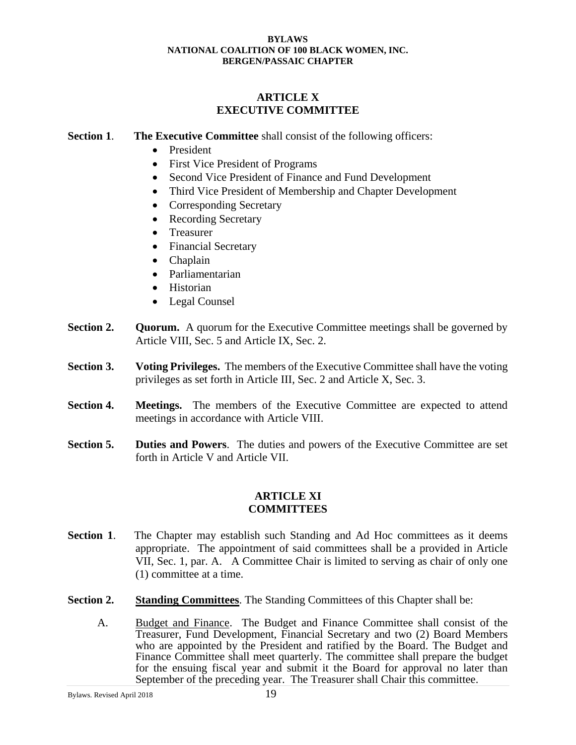## ARTICLE X
## EXECUTIVE COMMITTEE

**Section 1**. **The Executive Committee** shall consist of the following officers:

- President
- First Vice President of Programs
- Second Vice President of Finance and Fund Development
- Third Vice President of Membership and Chapter Development
- Corresponding Secretary
- Recording Secretary
- Treasurer
- Financial Secretary
- Chaplain
- Parliamentarian
- Historian
- Legal Counsel

**Section 2.** **Quorum.** A quorum for the Executive Committee meetings shall be governed by Article VIII, Sec. 5 and Article IX, Sec. 2.

**Section 3.** **Voting Privileges.** The members of the Executive Committee shall have the voting privileges as set forth in Article III, Sec. 2 and Article X, Sec. 3.

**Section 4.** **Meetings.** The members of the Executive Committee are expected to attend meetings in accordance with Article VIII.

**Section 5.** **Duties and Powers**. The duties and powers of the Executive Committee are set forth in Article V and Article VII.

## ARTICLE XI
## COMMITTEES

**Section 1**. The Chapter may establish such Standing and Ad Hoc committees as it deems appropriate. The appointment of said committees shall be a provided in Article VII, Sec. 1, par. A. A Committee Chair is limited to serving as chair of only one (1) committee at a time.

**Section 2.** **Standing Committees**. The Standing Committees of this Chapter shall be:

A. Budget and Finance. The Budget and Finance Committee shall consist of the Treasurer, Fund Development, Financial Secretary and two (2) Board Members who are appointed by the President and ratified by the Board. The Budget and Finance Committee shall meet quarterly. The committee shall prepare the budget for the ensuing fiscal year and submit it the Board for approval no later than September of the preceding year. The Treasurer shall Chair this committee.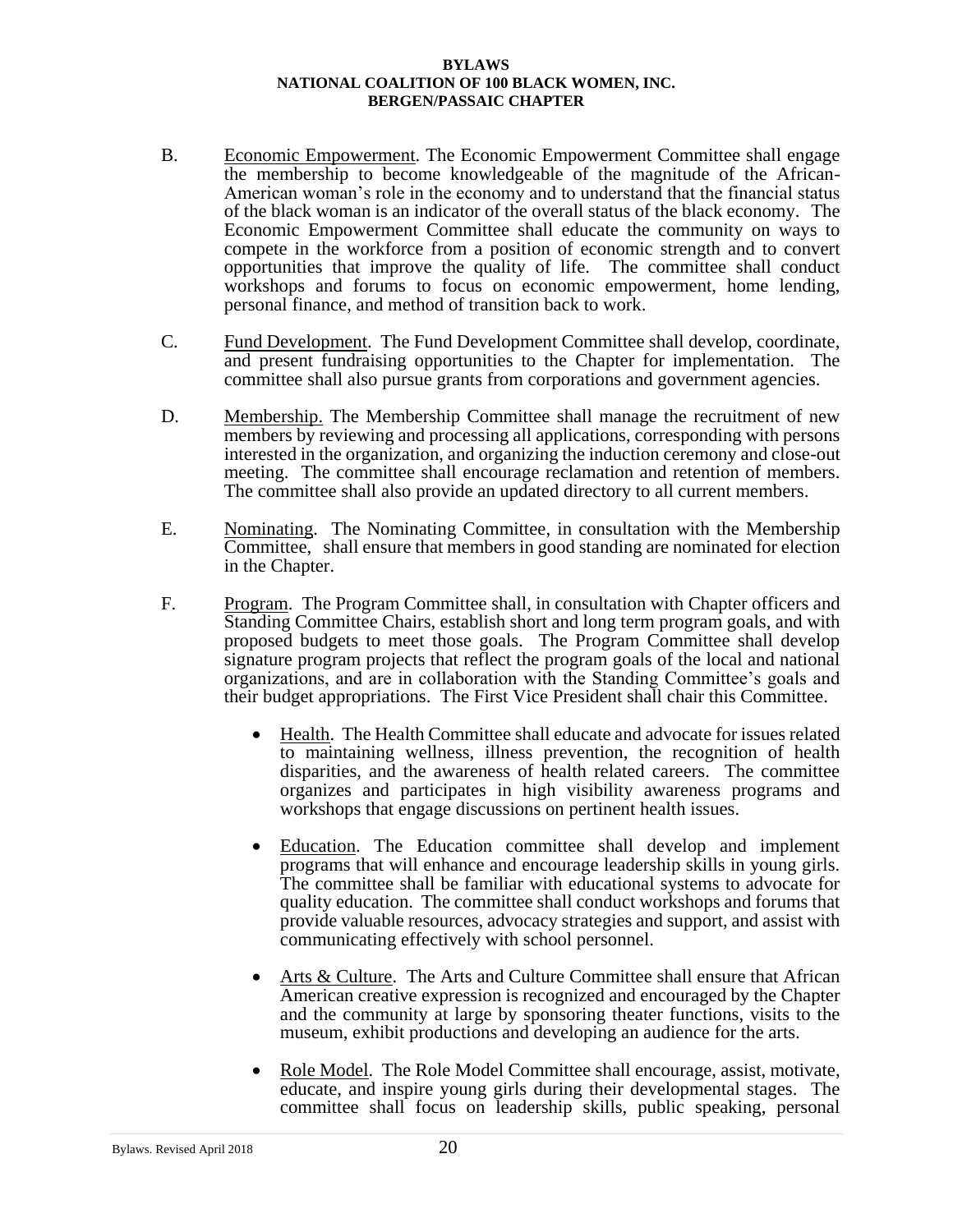B. Economic Empowerment. The Economic Empowerment Committee shall engage the membership to become knowledgeable of the magnitude of the African-American woman's role in the economy and to understand that the financial status of the black woman is an indicator of the overall status of the black economy. The Economic Empowerment Committee shall educate the community on ways to compete in the workforce from a position of economic strength and to convert opportunities that improve the quality of life. The committee shall conduct workshops and forums to focus on economic empowerment, home lending, personal finance, and method of transition back to work.

C. Fund Development. The Fund Development Committee shall develop, coordinate, and present fundraising opportunities to the Chapter for implementation. The committee shall also pursue grants from corporations and government agencies.

D. Membership. The Membership Committee shall manage the recruitment of new members by reviewing and processing all applications, corresponding with persons interested in the organization, and organizing the induction ceremony and close-out meeting. The committee shall encourage reclamation and retention of members. The committee shall also provide an updated directory to all current members.

E. Nominating. The Nominating Committee, in consultation with the Membership Committee, shall ensure that members in good standing are nominated for election in the Chapter.

F. Program. The Program Committee shall, in consultation with Chapter officers and Standing Committee Chairs, establish short and long term program goals, and with proposed budgets to meet those goals. The Program Committee shall develop signature program projects that reflect the program goals of the local and national organizations, and are in collaboration with the Standing Committee's goals and their budget appropriations. The First Vice President shall chair this Committee.

- Health. The Health Committee shall educate and advocate for issues related to maintaining wellness, illness prevention, the recognition of health disparities, and the awareness of health related careers. The committee organizes and participates in high visibility awareness programs and workshops that engage discussions on pertinent health issues.

- Education. The Education committee shall develop and implement programs that will enhance and encourage leadership skills in young girls. The committee shall be familiar with educational systems to advocate for quality education. The committee shall conduct workshops and forums that provide valuable resources, advocacy strategies and support, and assist with communicating effectively with school personnel.

- Arts & Culture. The Arts and Culture Committee shall ensure that African American creative expression is recognized and encouraged by the Chapter and the community at large by sponsoring theater functions, visits to the museum, exhibit productions and developing an audience for the arts.

- Role Model. The Role Model Committee shall encourage, assist, motivate, educate, and inspire young girls during their developmental stages. The committee shall focus on leadership skills, public speaking, personal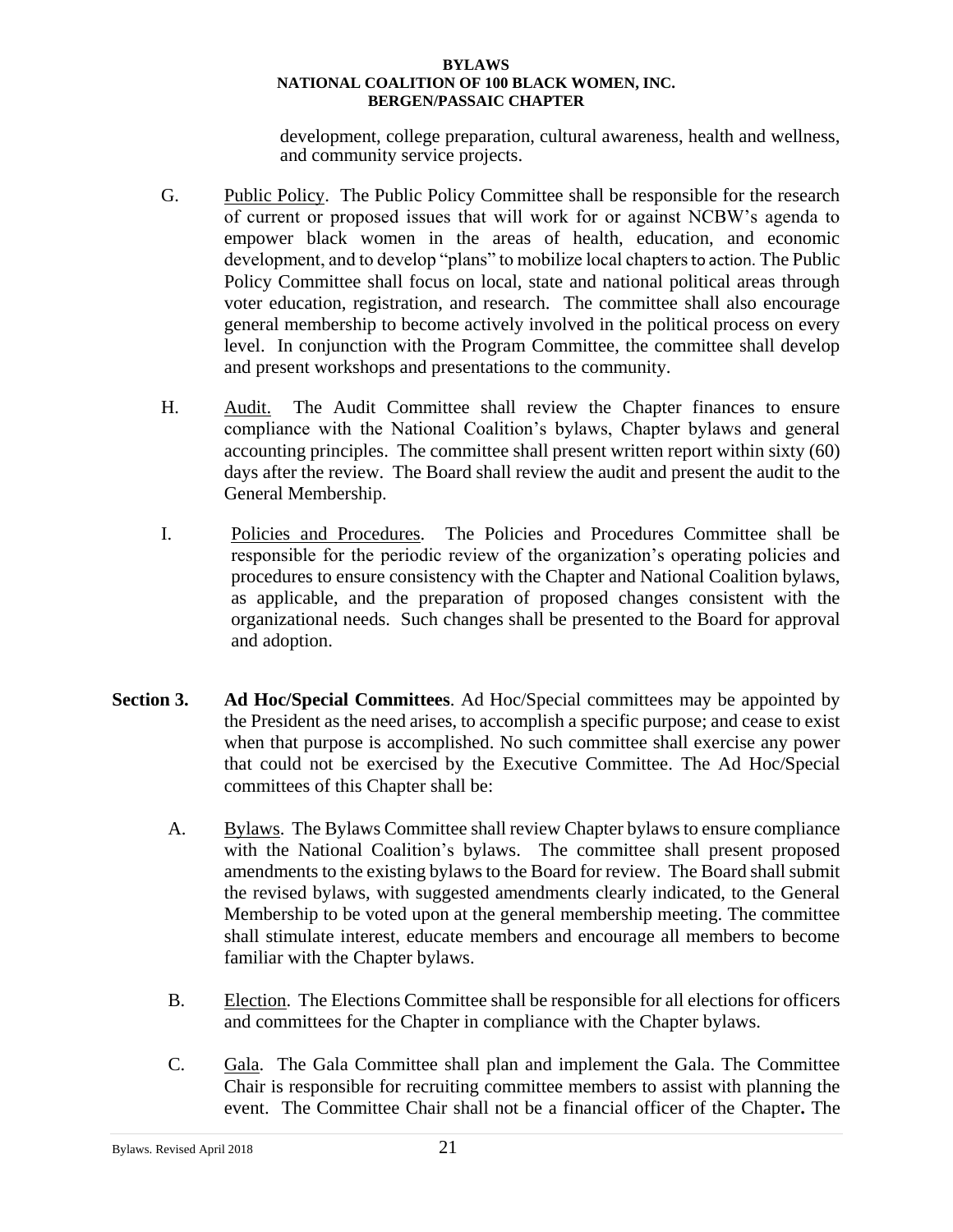development, college preparation, cultural awareness, health and wellness, and community service projects.

G. Public Policy. The Public Policy Committee shall be responsible for the research of current or proposed issues that will work for or against NCBW's agenda to empower black women in the areas of health, education, and economic development, and to develop "plans" to mobilize local chapters to action. The Public Policy Committee shall focus on local, state and national political areas through voter education, registration, and research. The committee shall also encourage general membership to become actively involved in the political process on every level. In conjunction with the Program Committee, the committee shall develop and present workshops and presentations to the community.

H. Audit. The Audit Committee shall review the Chapter finances to ensure compliance with the National Coalition's bylaws, Chapter bylaws and general accounting principles. The committee shall present written report within sixty (60) days after the review. The Board shall review the audit and present the audit to the General Membership.

I. Policies and Procedures. The Policies and Procedures Committee shall be responsible for the periodic review of the organization's operating policies and procedures to ensure consistency with the Chapter and National Coalition bylaws, as applicable, and the preparation of proposed changes consistent with the organizational needs. Such changes shall be presented to the Board for approval and adoption.

**Section 3. Ad Hoc/Special Committees**. Ad Hoc/Special committees may be appointed by the President as the need arises, to accomplish a specific purpose; and cease to exist when that purpose is accomplished. No such committee shall exercise any power that could not be exercised by the Executive Committee. The Ad Hoc/Special committees of this Chapter shall be:

A. Bylaws. The Bylaws Committee shall review Chapter bylaws to ensure compliance with the National Coalition's bylaws. The committee shall present proposed amendments to the existing bylaws to the Board for review. The Board shall submit the revised bylaws, with suggested amendments clearly indicated, to the General Membership to be voted upon at the general membership meeting. The committee shall stimulate interest, educate members and encourage all members to become familiar with the Chapter bylaws.

B. Election. The Elections Committee shall be responsible for all elections for officers and committees for the Chapter in compliance with the Chapter bylaws.

C. Gala. The Gala Committee shall plan and implement the Gala. The Committee Chair is responsible for recruiting committee members to assist with planning the event. The Committee Chair shall not be a financial officer of the Chapter**.** The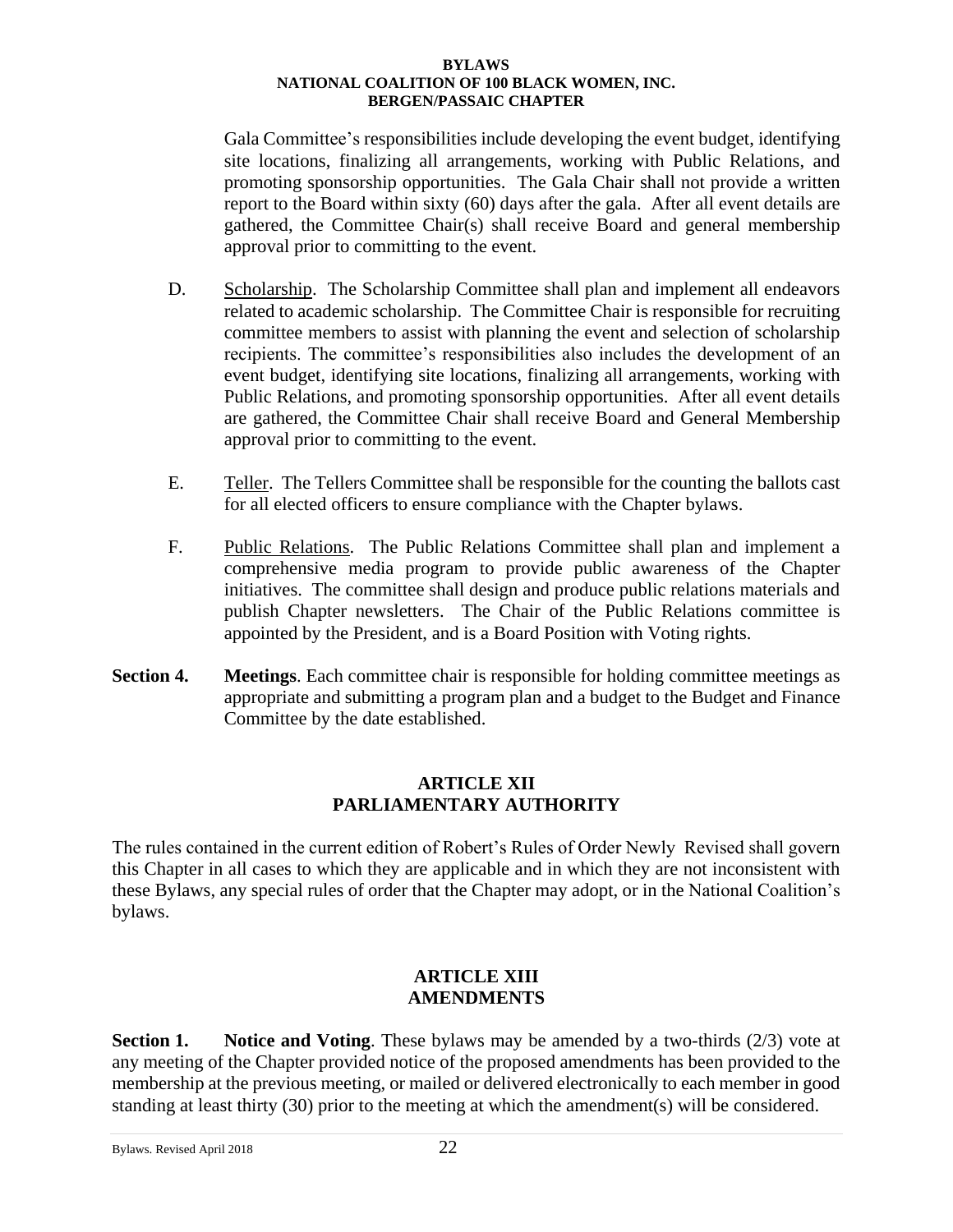Gala Committee's responsibilities include developing the event budget, identifying site locations, finalizing all arrangements, working with Public Relations, and promoting sponsorship opportunities. The Gala Chair shall not provide a written report to the Board within sixty (60) days after the gala. After all event details are gathered, the Committee Chair(s) shall receive Board and general membership approval prior to committing to the event.

D. Scholarship. The Scholarship Committee shall plan and implement all endeavors related to academic scholarship. The Committee Chair is responsible for recruiting committee members to assist with planning the event and selection of scholarship recipients. The committee's responsibilities also includes the development of an event budget, identifying site locations, finalizing all arrangements, working with Public Relations, and promoting sponsorship opportunities. After all event details are gathered, the Committee Chair shall receive Board and General Membership approval prior to committing to the event.

E. Teller. The Tellers Committee shall be responsible for the counting the ballots cast for all elected officers to ensure compliance with the Chapter bylaws.

F. Public Relations. The Public Relations Committee shall plan and implement a comprehensive media program to provide public awareness of the Chapter initiatives. The committee shall design and produce public relations materials and publish Chapter newsletters. The Chair of the Public Relations committee is appointed by the President, and is a Board Position with Voting rights.

**Section 4.** **Meetings**. Each committee chair is responsible for holding committee meetings as appropriate and submitting a program plan and a budget to the Budget and Finance Committee by the date established.

## ARTICLE XII
## PARLIAMENTARY AUTHORITY

The rules contained in the current edition of Robert's Rules of Order Newly Revised shall govern this Chapter in all cases to which they are applicable and in which they are not inconsistent with these Bylaws, any special rules of order that the Chapter may adopt, or in the National Coalition's bylaws.

## ARTICLE XIII
## AMENDMENTS

**Section 1.** **Notice and Voting**. These bylaws may be amended by a two-thirds (2/3) vote at any meeting of the Chapter provided notice of the proposed amendments has been provided to the membership at the previous meeting, or mailed or delivered electronically to each member in good standing at least thirty (30) prior to the meeting at which the amendment(s) will be considered.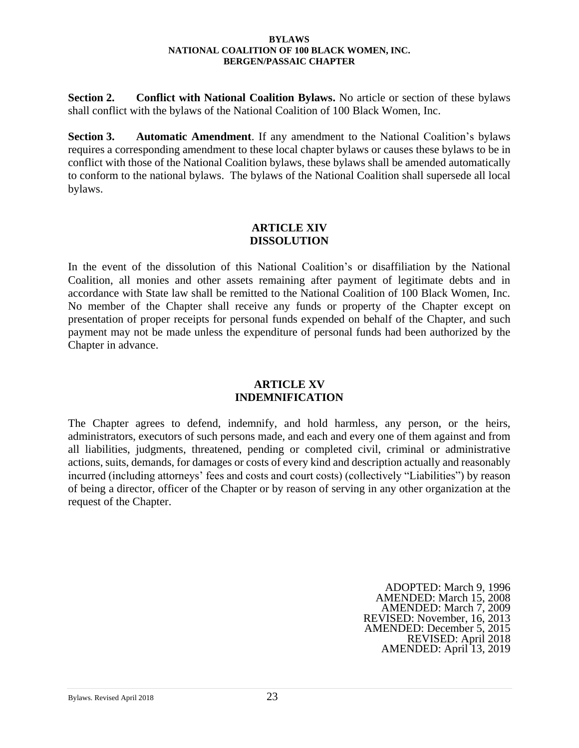**Section 2. Conflict with National Coalition Bylaws.** No article or section of these bylaws shall conflict with the bylaws of the National Coalition of 100 Black Women, Inc.

**Section 3. Automatic Amendment**. If any amendment to the National Coalition's bylaws requires a corresponding amendment to these local chapter bylaws or causes these bylaws to be in conflict with those of the National Coalition bylaws, these bylaws shall be amended automatically to conform to the national bylaws. The bylaws of the National Coalition shall supersede all local bylaws.

## ARTICLE XIV
## DISSOLUTION

In the event of the dissolution of this National Coalition's or disaffiliation by the National Coalition, all monies and other assets remaining after payment of legitimate debts and in accordance with State law shall be remitted to the National Coalition of 100 Black Women, Inc. No member of the Chapter shall receive any funds or property of the Chapter except on presentation of proper receipts for personal funds expended on behalf of the Chapter, and such payment may not be made unless the expenditure of personal funds had been authorized by the Chapter in advance.

## ARTICLE XV
## INDEMNIFICATION

The Chapter agrees to defend, indemnify, and hold harmless, any person, or the heirs, administrators, executors of such persons made, and each and every one of them against and from all liabilities, judgments, threatened, pending or completed civil, criminal or administrative actions, suits, demands, for damages or costs of every kind and description actually and reasonably incurred (including attorneys' fees and costs and court costs) (collectively "Liabilities") by reason of being a director, officer of the Chapter or by reason of serving in any other organization at the request of the Chapter.

ADOPTED: March 9, 1996
AMENDED: March 15, 2008
AMENDED: March 7, 2009
REVISED: November, 16, 2013
AMENDED: December 5, 2015
REVISED: April 2018
AMENDED: April 13, 2019